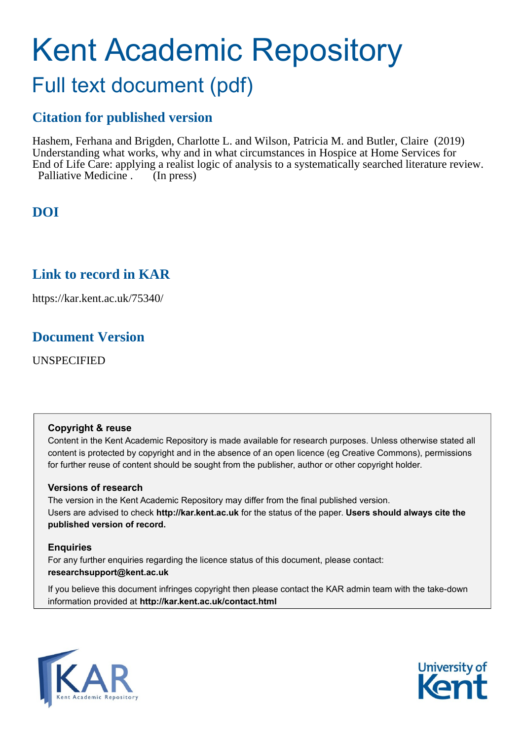# Kent Academic Repository

## Full text document (pdf)

### Citation for published version

Hashem, Ferhana and Brigden, Charlotte L. and Wilson, Patricia M. and Butler, Claire (2019) Understanding what works, why and in what circumstances in Hospice at Home Services for End of Life Care: applying a realist logic of analysis to a systematically searched literature review. Palliative Medicine . (In press)

### DOI

### Link to record in KAR

https://kar.kent.ac.uk/75340/

### Document Version

UNSPECIFIED

**Copyright & reuse**

Content in the Kent Academic Repository is made available for research purposes. Unless otherwise stated all content is protected by copyright and in the absence of an open licence (eg Creative Commons), permissions for further reuse of content should be sought from the publisher, author or other copyright holder.

**Versions of research**

The version in the Kent Academic Repository may differ from the final published version. Users are advised to check **http://kar.kent.ac.uk** for the status of the paper. **Users should always cite the published version of record.**

**Enquiries**

For any further enquiries regarding the licence status of this document, please contact: **researchsupport@kent.ac.uk**

If you believe this document infringes copyright then please contact the KAR admin team with the take-down information provided at **http://kar.kent.ac.uk/contact.html**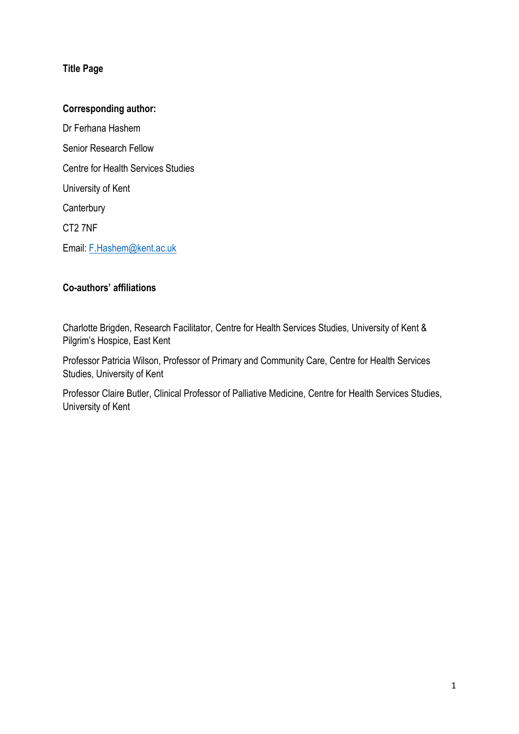**Title Page**

**Corresponding author:**

Dr Ferhana Hashem

Senior Research Fellow

Centre for Health Services Studies

University of Kent

Canterbury

CT2 7NF

Email: F.Hashem@kent.ac.uk

**Co-authors' affiliations**

Charlotte Brigden, Research Facilitator, Centre for Health Services Studies, University of Kent & Pilgrim's Hospice, East Kent

Professor Patricia Wilson, Professor of Primary and Community Care, Centre for Health Services Studies, University of Kent

Professor Claire Butler, Clinical Professor of Palliative Medicine, Centre for Health Services Studies, University of Kent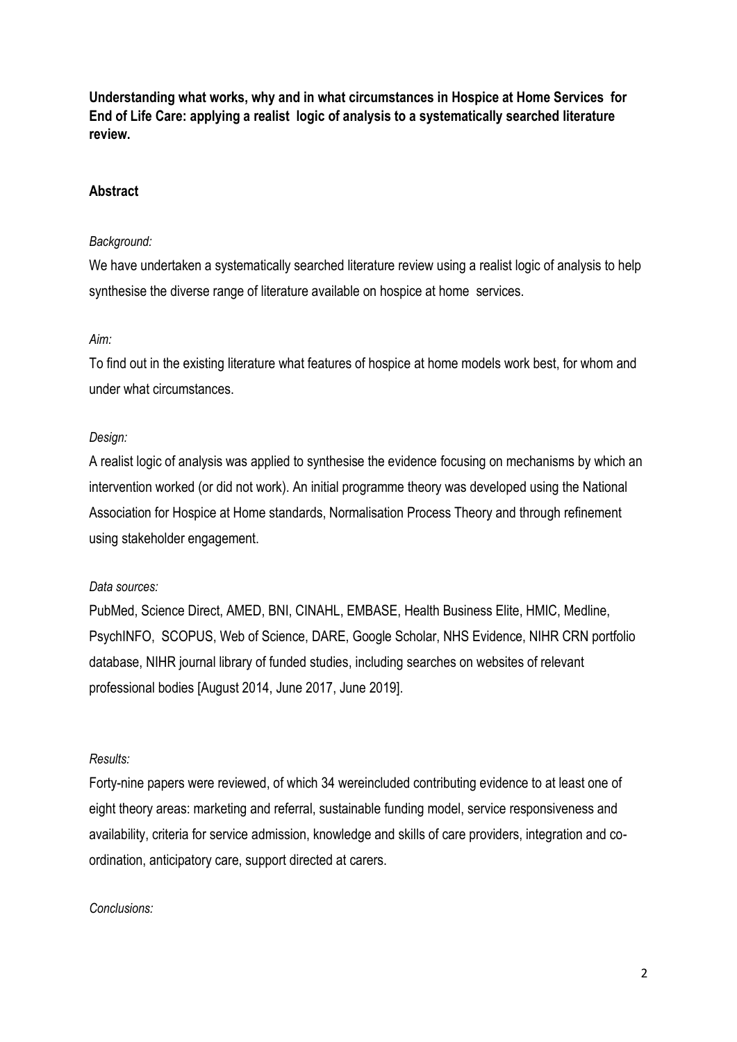**Understanding what works, why and in what circumstances in Hospice at Home Services for End of Life Care: applying a realist logic of analysis to a systematically searched literature review.**

## Abstract

*Background:*

We have undertaken a systematically searched literature review using a realist logic of analysis to help synthesise the diverse range of literature available on hospice at home services.

*Aim:*

To find out in the existing literature what features of hospice at home models work best, for whom and under what circumstances.

*Design:*

A realist logic of analysis was applied to synthesise the evidence focusing on mechanisms by which an intervention worked (or did not work). An initial programme theory was developed using the National Association for Hospice at Home standards, Normalisation Process Theory and through refinement using stakeholder engagement.

*Data sources:*

PubMed, Science Direct, AMED, BNI, CINAHL, EMBASE, Health Business Elite, HMIC, Medline, PsychINFO, SCOPUS, Web of Science, DARE, Google Scholar, NHS Evidence, NIHR CRN portfolio database, NIHR journal library of funded studies, including searches on websites of relevant professional bodies [August 2014, June 2017, June 2019].

*Results:*

Forty-nine papers were reviewed, of which 34 wereincluded contributing evidence to at least one of eight theory areas: marketing and referral, sustainable funding model, service responsiveness and availability, criteria for service admission, knowledge and skills of care providers, integration and co-ordination, anticipatory care, support directed at carers.

*Conclusions:*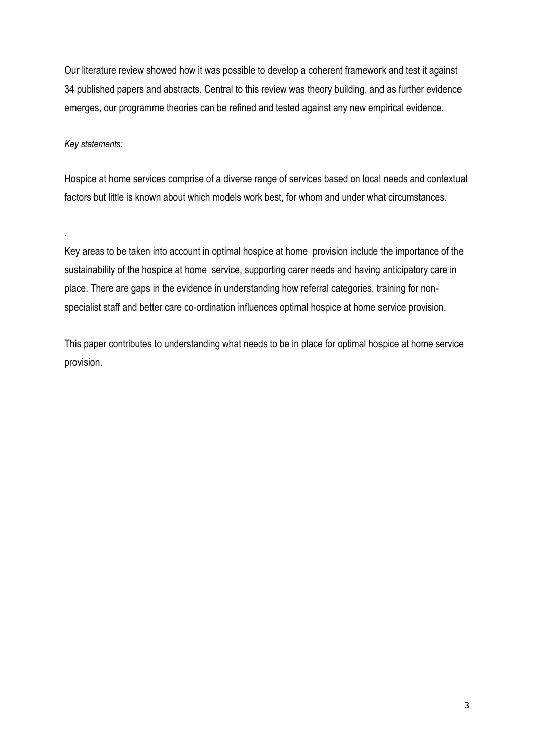Our literature review showed how it was possible to develop a coherent framework and test it against 34 published papers and abstracts. Central to this review was theory building, and as further evidence emerges, our programme theories can be refined and tested against any new empirical evidence.

*Key statements:*

Hospice at home services comprise of a diverse range of services based on local needs and contextual factors but little is known about which models work best, for whom and under what circumstances.

.

Key areas to be taken into account in optimal hospice at home provision include the importance of the sustainability of the hospice at home service, supporting carer needs and having anticipatory care in place. There are gaps in the evidence in understanding how referral categories, training for non-specialist staff and better care co-ordination influences optimal hospice at home service provision.

This paper contributes to understanding what needs to be in place for optimal hospice at home service provision.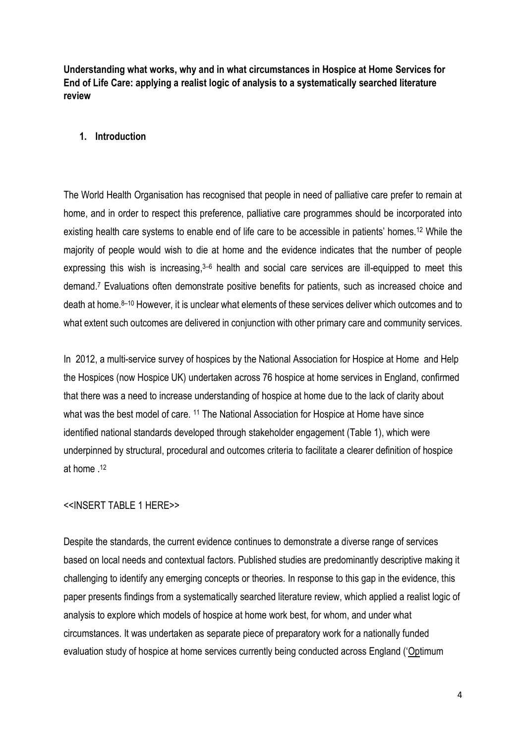**Understanding what works, why and in what circumstances in Hospice at Home Services for End of Life Care: applying a realist logic of analysis to a systematically searched literature review**

## 1. Introduction

The World Health Organisation has recognised that people in need of palliative care prefer to remain at home, and in order to respect this preference, palliative care programmes should be incorporated into existing health care systems to enable end of life care to be accessible in patients' homes.[12] While the majority of people would wish to die at home and the evidence indicates that the number of people expressing this wish is increasing,[3–6] health and social care services are ill-equipped to meet this demand.[7] Evaluations often demonstrate positive benefits for patients, such as increased choice and death at home.[8–10] However, it is unclear what elements of these services deliver which outcomes and to what extent such outcomes are delivered in conjunction with other primary care and community services.

In 2012, a multi-service survey of hospices by the National Association for Hospice at Home and Help the Hospices (now Hospice UK) undertaken across 76 hospice at home services in England, confirmed that there was a need to increase understanding of hospice at home due to the lack of clarity about what was the best model of care. [11] The National Association for Hospice at Home have since identified national standards developed through stakeholder engagement (Table 1), which were underpinned by structural, procedural and outcomes criteria to facilitate a clearer definition of hospice at home .[12]

<<INSERT TABLE 1 HERE>>

Despite the standards, the current evidence continues to demonstrate a diverse range of services based on local needs and contextual factors. Published studies are predominantly descriptive making it challenging to identify any emerging concepts or theories. In response to this gap in the evidence, this paper presents findings from a systematically searched literature review, which applied a realist logic of analysis to explore which models of hospice at home work best, for whom, and under what circumstances. It was undertaken as separate piece of preparatory work for a nationally funded evaluation study of hospice at home services currently being conducted across England ('Optimum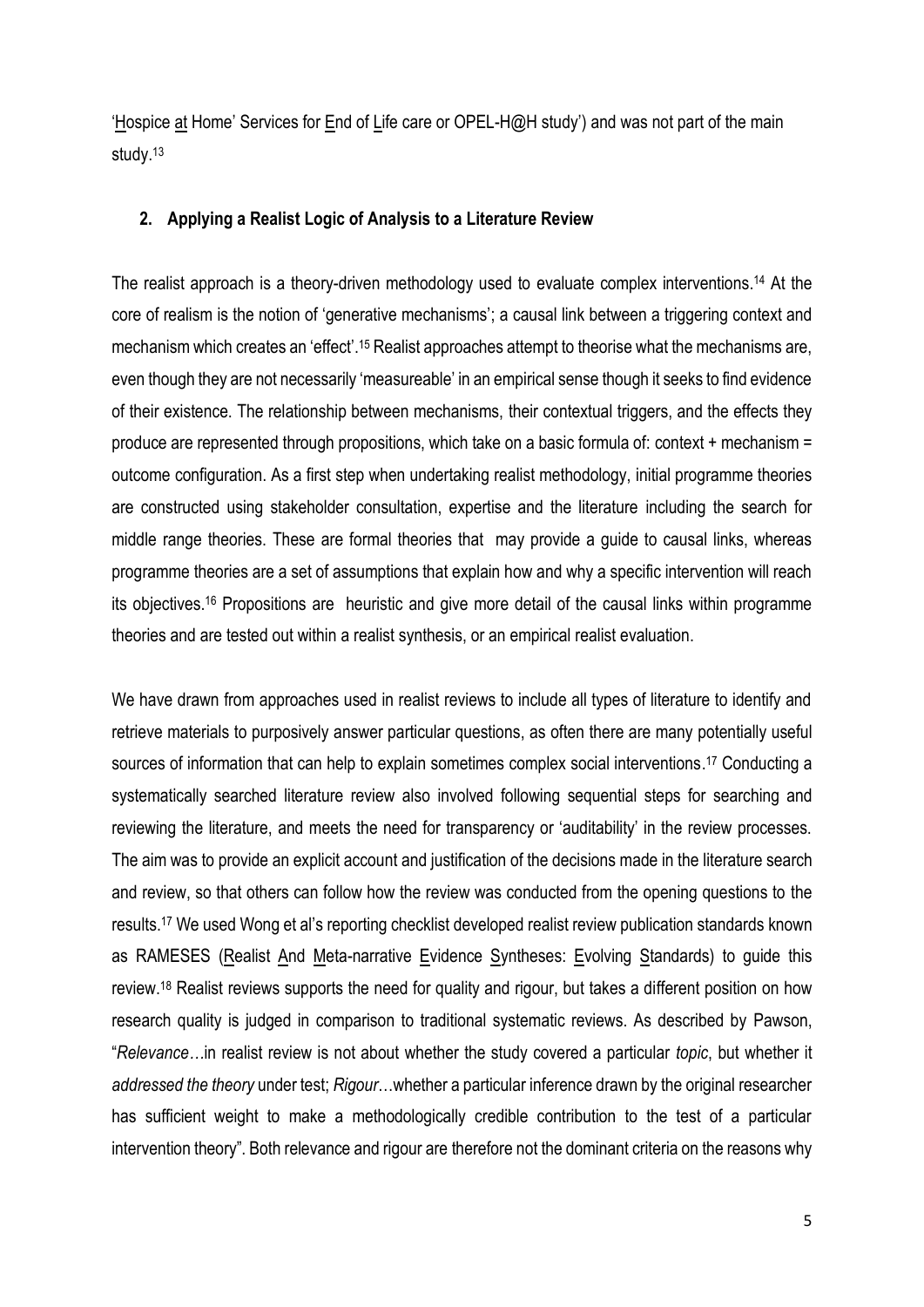'Hospice at Home' Services for End of Life care or OPEL-H@H study') and was not part of the main study.[13]

## 2. Applying a Realist Logic of Analysis to a Literature Review

The realist approach is a theory-driven methodology used to evaluate complex interventions.[14] At the core of realism is the notion of 'generative mechanisms'; a causal link between a triggering context and mechanism which creates an 'effect'.[15] Realist approaches attempt to theorise what the mechanisms are, even though they are not necessarily 'measureable' in an empirical sense though it seeks to find evidence of their existence. The relationship between mechanisms, their contextual triggers, and the effects they produce are represented through propositions, which take on a basic formula of: context + mechanism = outcome configuration. As a first step when undertaking realist methodology, initial programme theories are constructed using stakeholder consultation, expertise and the literature including the search for middle range theories. These are formal theories that may provide a guide to causal links, whereas programme theories are a set of assumptions that explain how and why a specific intervention will reach its objectives.[16] Propositions are heuristic and give more detail of the causal links within programme theories and are tested out within a realist synthesis, or an empirical realist evaluation.

We have drawn from approaches used in realist reviews to include all types of literature to identify and retrieve materials to purposively answer particular questions, as often there are many potentially useful sources of information that can help to explain sometimes complex social interventions.[17] Conducting a systematically searched literature review also involved following sequential steps for searching and reviewing the literature, and meets the need for transparency or 'auditability' in the review processes. The aim was to provide an explicit account and justification of the decisions made in the literature search and review, so that others can follow how the review was conducted from the opening questions to the results.[17] We used Wong et al's reporting checklist developed realist review publication standards known as RAMESES (Realist And Meta-narrative Evidence Syntheses: Evolving Standards) to guide this review.[18] Realist reviews supports the need for quality and rigour, but takes a different position on how research quality is judged in comparison to traditional systematic reviews. As described by Pawson, "*Relevance*…in realist review is not about whether the study covered a particular *topic*, but whether it *addressed the theory* under test; *Rigour*…whether a particular inference drawn by the original researcher has sufficient weight to make a methodologically credible contribution to the test of a particular intervention theory". Both relevance and rigour are therefore not the dominant criteria on the reasons why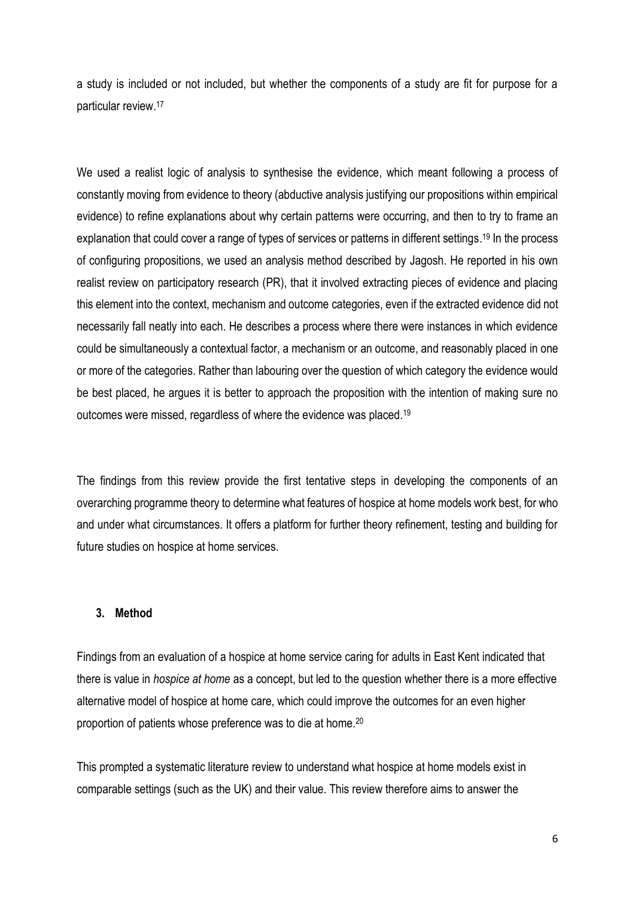a study is included or not included, but whether the components of a study are fit for purpose for a particular review.[17]

We used a realist logic of analysis to synthesise the evidence, which meant following a process of constantly moving from evidence to theory (abductive analysis justifying our propositions within empirical evidence) to refine explanations about why certain patterns were occurring, and then to try to frame an explanation that could cover a range of types of services or patterns in different settings.[19] In the process of configuring propositions, we used an analysis method described by Jagosh. He reported in his own realist review on participatory research (PR), that it involved extracting pieces of evidence and placing this element into the context, mechanism and outcome categories, even if the extracted evidence did not necessarily fall neatly into each. He describes a process where there were instances in which evidence could be simultaneously a contextual factor, a mechanism or an outcome, and reasonably placed in one or more of the categories. Rather than labouring over the question of which category the evidence would be best placed, he argues it is better to approach the proposition with the intention of making sure no outcomes were missed, regardless of where the evidence was placed.[19]

The findings from this review provide the first tentative steps in developing the components of an overarching programme theory to determine what features of hospice at home models work best, for who and under what circumstances. It offers a platform for further theory refinement, testing and building for future studies on hospice at home services.

## 3. Method

Findings from an evaluation of a hospice at home service caring for adults in East Kent indicated that there is value in *hospice at home* as a concept, but led to the question whether there is a more effective alternative model of hospice at home care, which could improve the outcomes for an even higher proportion of patients whose preference was to die at home.[20]

This prompted a systematic literature review to understand what hospice at home models exist in comparable settings (such as the UK) and their value. This review therefore aims to answer the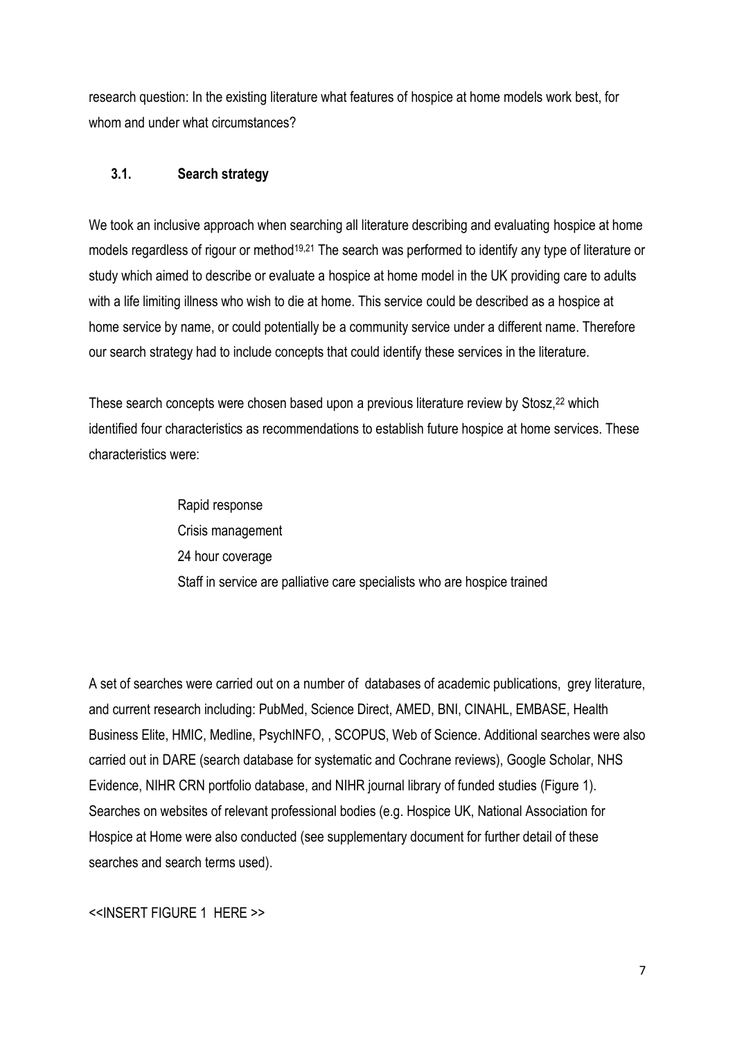research question: In the existing literature what features of hospice at home models work best, for whom and under what circumstances?

### 3.1. Search strategy

We took an inclusive approach when searching all literature describing and evaluating hospice at home models regardless of rigour or method[19,21] The search was performed to identify any type of literature or study which aimed to describe or evaluate a hospice at home model in the UK providing care to adults with a life limiting illness who wish to die at home. This service could be described as a hospice at home service by name, or could potentially be a community service under a different name. Therefore our search strategy had to include concepts that could identify these services in the literature.

These search concepts were chosen based upon a previous literature review by Stosz,[22] which identified four characteristics as recommendations to establish future hospice at home services. These characteristics were:

- Rapid response
- Crisis management
- 24 hour coverage
- Staff in service are palliative care specialists who are hospice trained

A set of searches were carried out on a number of databases of academic publications, grey literature, and current research including: PubMed, Science Direct, AMED, BNI, CINAHL, EMBASE, Health Business Elite, HMIC, Medline, PsychINFO, , SCOPUS, Web of Science. Additional searches were also carried out in DARE (search database for systematic and Cochrane reviews), Google Scholar, NHS Evidence, NIHR CRN portfolio database, and NIHR journal library of funded studies (Figure 1). Searches on websites of relevant professional bodies (e.g. Hospice UK, National Association for Hospice at Home were also conducted (see supplementary document for further detail of these searches and search terms used).

<<INSERT FIGURE 1 HERE >>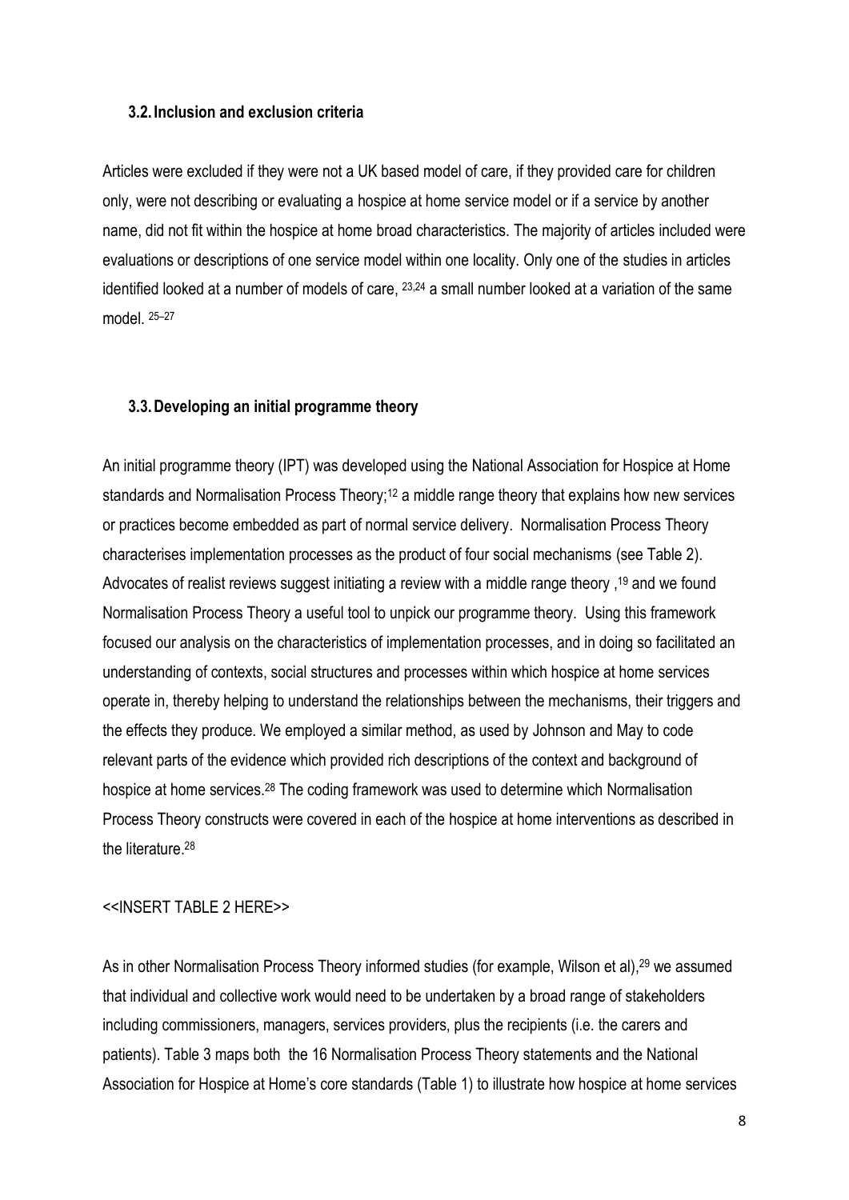### 3.2. Inclusion and exclusion criteria

Articles were excluded if they were not a UK based model of care, if they provided care for children only, were not describing or evaluating a hospice at home service model or if a service by another name, did not fit within the hospice at home broad characteristics. The majority of articles included were evaluations or descriptions of one service model within one locality. Only one of the studies in articles identified looked at a number of models of care, [23,24] a small number looked at a variation of the same model. [25–27]

### 3.3. Developing an initial programme theory

An initial programme theory (IPT) was developed using the National Association for Hospice at Home standards and Normalisation Process Theory;[12] a middle range theory that explains how new services or practices become embedded as part of normal service delivery. Normalisation Process Theory characterises implementation processes as the product of four social mechanisms (see Table 2). Advocates of realist reviews suggest initiating a review with a middle range theory ,[19] and we found Normalisation Process Theory a useful tool to unpick our programme theory. Using this framework focused our analysis on the characteristics of implementation processes, and in doing so facilitated an understanding of contexts, social structures and processes within which hospice at home services operate in, thereby helping to understand the relationships between the mechanisms, their triggers and the effects they produce. We employed a similar method, as used by Johnson and May to code relevant parts of the evidence which provided rich descriptions of the context and background of hospice at home services.[28] The coding framework was used to determine which Normalisation Process Theory constructs were covered in each of the hospice at home interventions as described in the literature.[28]

<<INSERT TABLE 2 HERE>>

As in other Normalisation Process Theory informed studies (for example, Wilson et al),[29] we assumed that individual and collective work would need to be undertaken by a broad range of stakeholders including commissioners, managers, services providers, plus the recipients (i.e. the carers and patients). Table 3 maps both the 16 Normalisation Process Theory statements and the National Association for Hospice at Home's core standards (Table 1) to illustrate how hospice at home services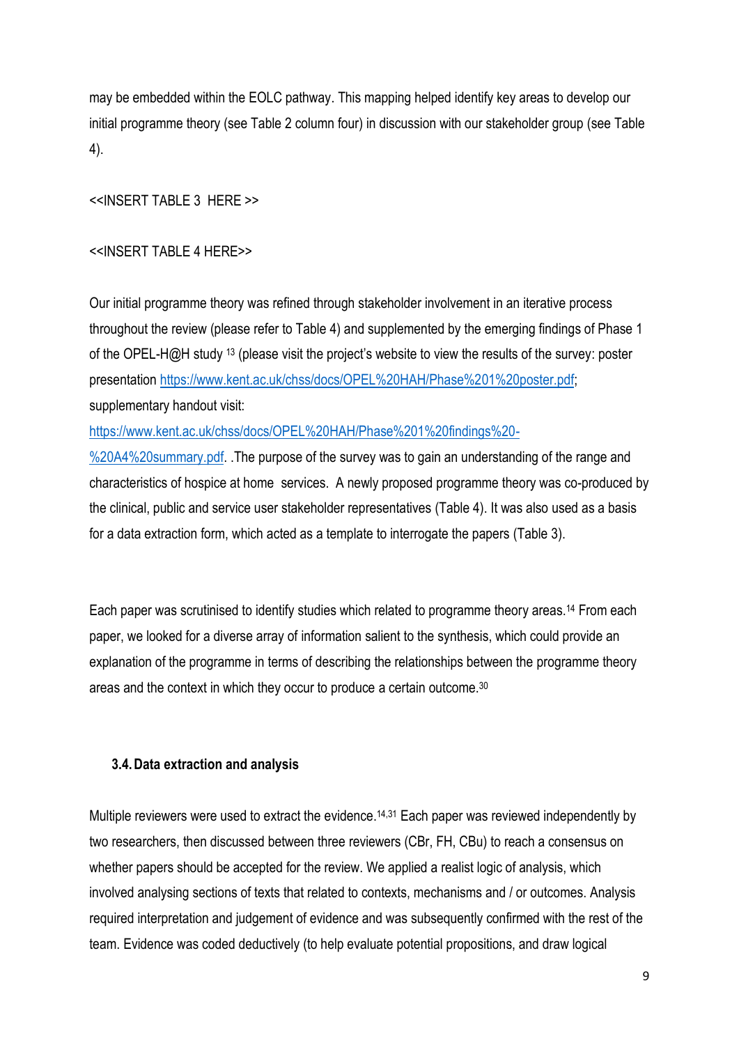may be embedded within the EOLC pathway. This mapping helped identify key areas to develop our initial programme theory (see Table 2 column four) in discussion with our stakeholder group (see Table 4).

<<INSERT TABLE 3 HERE >>

<<INSERT TABLE 4 HERE>>

Our initial programme theory was refined through stakeholder involvement in an iterative process throughout the review (please refer to Table 4) and supplemented by the emerging findings of Phase 1 of the OPEL-H@H study [13] (please visit the project's website to view the results of the survey: poster presentation https://www.kent.ac.uk/chss/docs/OPEL%20HAH/Phase%201%20poster.pdf; supplementary handout visit: https://www.kent.ac.uk/chss/docs/OPEL%20HAH/Phase%201%20findings%20-%20A4%20summary.pdf. .The purpose of the survey was to gain an understanding of the range and characteristics of hospice at home services. A newly proposed programme theory was co-produced by the clinical, public and service user stakeholder representatives (Table 4). It was also used as a basis for a data extraction form, which acted as a template to interrogate the papers (Table 3).

Each paper was scrutinised to identify studies which related to programme theory areas.[14] From each paper, we looked for a diverse array of information salient to the synthesis, which could provide an explanation of the programme in terms of describing the relationships between the programme theory areas and the context in which they occur to produce a certain outcome.[30]

### 3.4. Data extraction and analysis

Multiple reviewers were used to extract the evidence.[14,31] Each paper was reviewed independently by two researchers, then discussed between three reviewers (CBr, FH, CBu) to reach a consensus on whether papers should be accepted for the review. We applied a realist logic of analysis, which involved analysing sections of texts that related to contexts, mechanisms and / or outcomes. Analysis required interpretation and judgement of evidence and was subsequently confirmed with the rest of the team. Evidence was coded deductively (to help evaluate potential propositions, and draw logical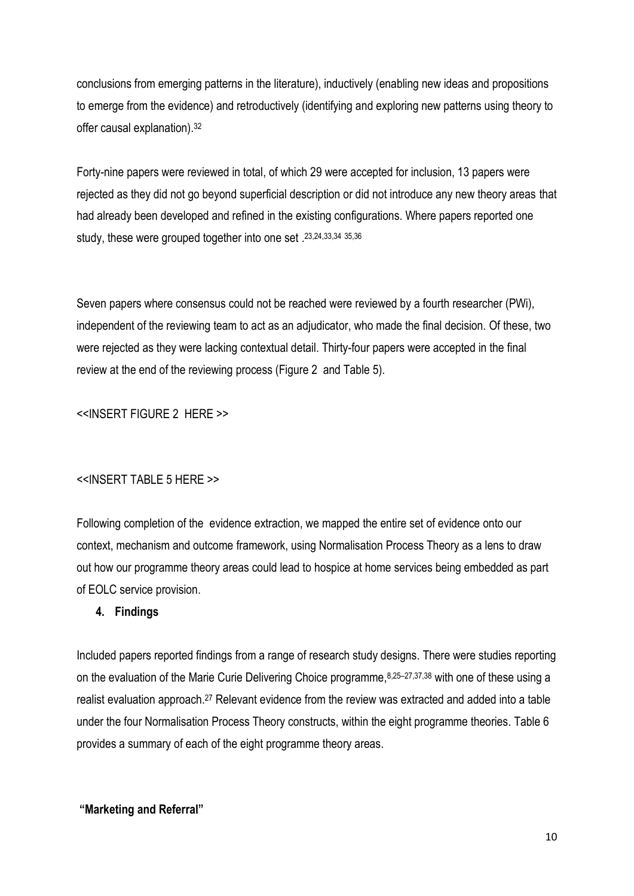conclusions from emerging patterns in the literature), inductively (enabling new ideas and propositions to emerge from the evidence) and retroductively (identifying and exploring new patterns using theory to offer causal explanation).[32]

Forty-nine papers were reviewed in total, of which 29 were accepted for inclusion, 13 papers were rejected as they did not go beyond superficial description or did not introduce any new theory areas that had already been developed and refined in the existing configurations. Where papers reported one study, these were grouped together into one set .[23,24,33,34 35,36]

Seven papers where consensus could not be reached were reviewed by a fourth researcher (PWi), independent of the reviewing team to act as an adjudicator, who made the final decision. Of these, two were rejected as they were lacking contextual detail. Thirty-four papers were accepted in the final review at the end of the reviewing process (Figure 2 and Table 5).

<<INSERT FIGURE 2 HERE >>

<<INSERT TABLE 5 HERE >>

Following completion of the evidence extraction, we mapped the entire set of evidence onto our context, mechanism and outcome framework, using Normalisation Process Theory as a lens to draw out how our programme theory areas could lead to hospice at home services being embedded as part of EOLC service provision.

## 4. Findings

Included papers reported findings from a range of research study designs. There were studies reporting on the evaluation of the Marie Curie Delivering Choice programme,[8,25–27,37,38] with one of these using a realist evaluation approach.[27] Relevant evidence from the review was extracted and added into a table under the four Normalisation Process Theory constructs, within the eight programme theories. Table 6 provides a summary of each of the eight programme theory areas.

**"Marketing and Referral"**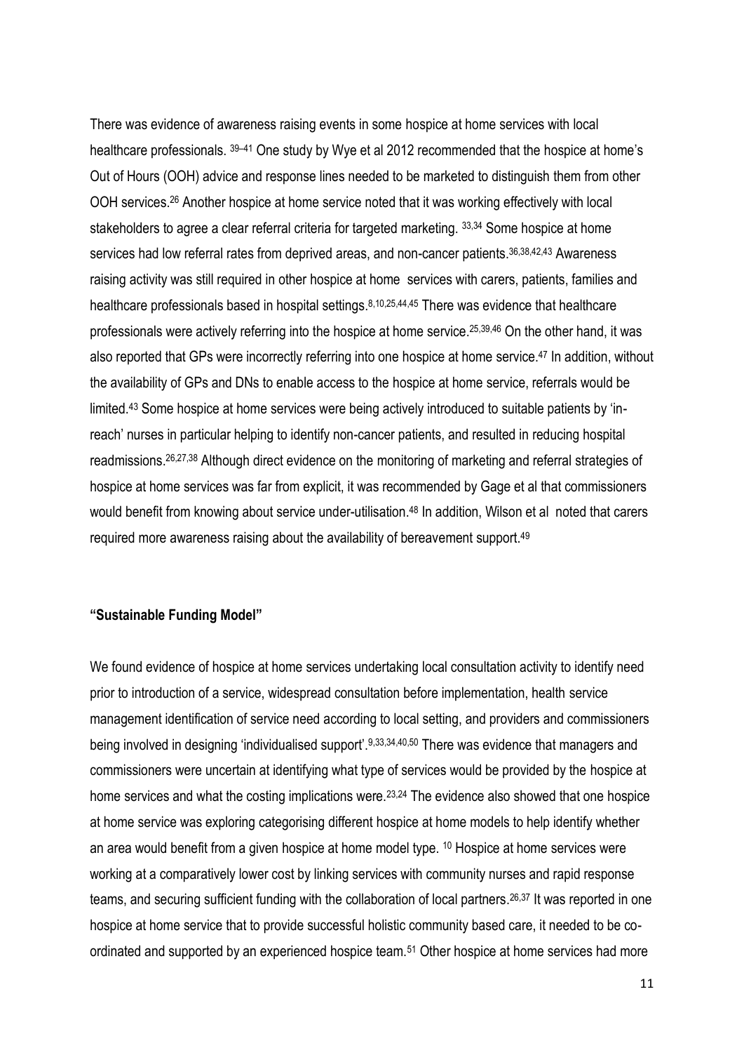There was evidence of awareness raising events in some hospice at home services with local healthcare professionals. [39–41] One study by Wye et al 2012 recommended that the hospice at home's Out of Hours (OOH) advice and response lines needed to be marketed to distinguish them from other OOH services.[26] Another hospice at home service noted that it was working effectively with local stakeholders to agree a clear referral criteria for targeted marketing. [33,34] Some hospice at home services had low referral rates from deprived areas, and non-cancer patients.[36,38,42,43] Awareness raising activity was still required in other hospice at home services with carers, patients, families and healthcare professionals based in hospital settings.[8,10,25,44,45] There was evidence that healthcare professionals were actively referring into the hospice at home service.[25,39,46] On the other hand, it was also reported that GPs were incorrectly referring into one hospice at home service.[47] In addition, without the availability of GPs and DNs to enable access to the hospice at home service, referrals would be limited.[43] Some hospice at home services were being actively introduced to suitable patients by 'in-reach' nurses in particular helping to identify non-cancer patients, and resulted in reducing hospital readmissions.[26,27,38] Although direct evidence on the monitoring of marketing and referral strategies of hospice at home services was far from explicit, it was recommended by Gage et al that commissioners would benefit from knowing about service under-utilisation.[48] In addition, Wilson et al noted that carers required more awareness raising about the availability of bereavement support.[49]

**"Sustainable Funding Model"**

We found evidence of hospice at home services undertaking local consultation activity to identify need prior to introduction of a service, widespread consultation before implementation, health service management identification of service need according to local setting, and providers and commissioners being involved in designing 'individualised support'.[9,33,34,40,50] There was evidence that managers and commissioners were uncertain at identifying what type of services would be provided by the hospice at home services and what the costing implications were.[23,24] The evidence also showed that one hospice at home service was exploring categorising different hospice at home models to help identify whether an area would benefit from a given hospice at home model type. [10] Hospice at home services were working at a comparatively lower cost by linking services with community nurses and rapid response teams, and securing sufficient funding with the collaboration of local partners.[26,37] It was reported in one hospice at home service that to provide successful holistic community based care, it needed to be co-ordinated and supported by an experienced hospice team.[51] Other hospice at home services had more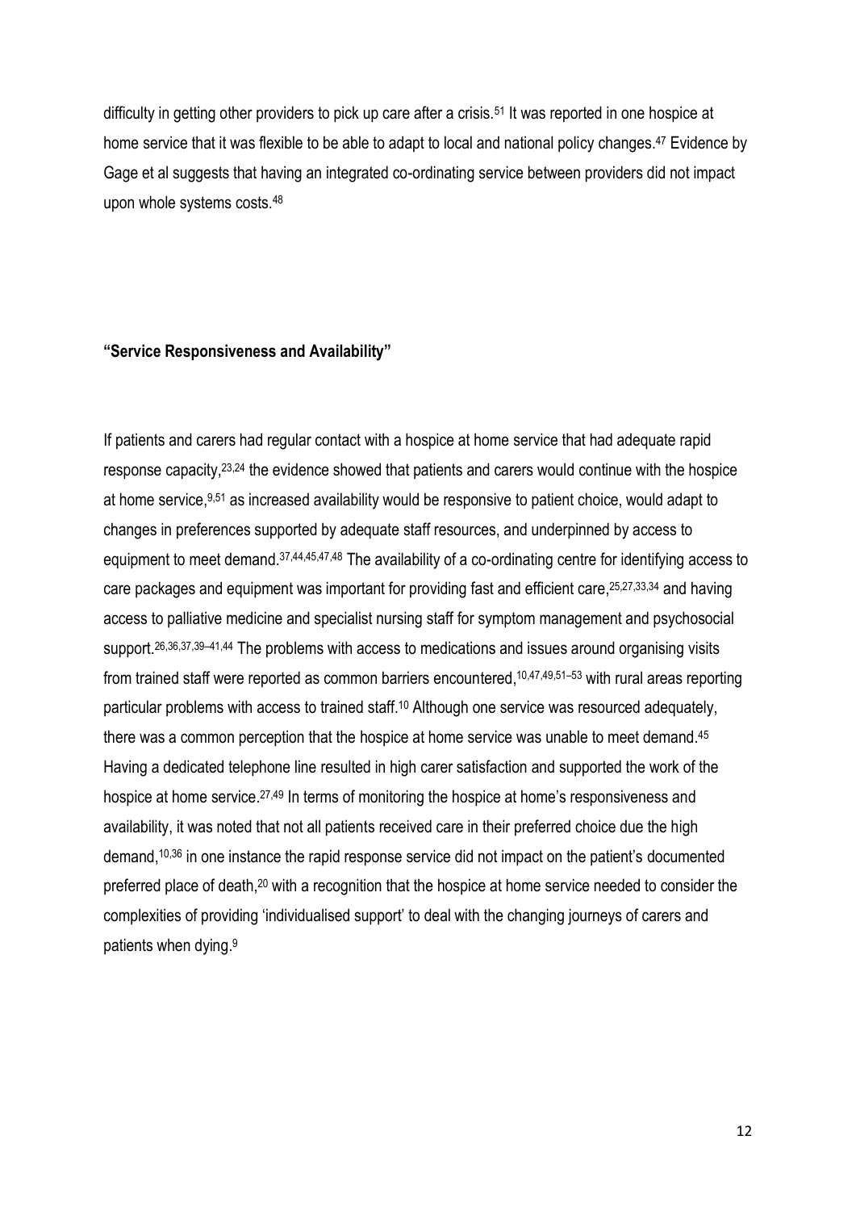difficulty in getting other providers to pick up care after a crisis.[51] It was reported in one hospice at home service that it was flexible to be able to adapt to local and national policy changes.[47] Evidence by Gage et al suggests that having an integrated co-ordinating service between providers did not impact upon whole systems costs.[48]

**"Service Responsiveness and Availability"**

If patients and carers had regular contact with a hospice at home service that had adequate rapid response capacity,[23,24] the evidence showed that patients and carers would continue with the hospice at home service,[9,51] as increased availability would be responsive to patient choice, would adapt to changes in preferences supported by adequate staff resources, and underpinned by access to equipment to meet demand.[37,44,45,47,48] The availability of a co-ordinating centre for identifying access to care packages and equipment was important for providing fast and efficient care,[25,27,33,34] and having access to palliative medicine and specialist nursing staff for symptom management and psychosocial support.[26,36,37,39–41,44] The problems with access to medications and issues around organising visits from trained staff were reported as common barriers encountered,[10,47,49,51–53] with rural areas reporting particular problems with access to trained staff.[10] Although one service was resourced adequately, there was a common perception that the hospice at home service was unable to meet demand.[45] Having a dedicated telephone line resulted in high carer satisfaction and supported the work of the hospice at home service.[27,49] In terms of monitoring the hospice at home's responsiveness and availability, it was noted that not all patients received care in their preferred choice due the high demand,[10,36] in one instance the rapid response service did not impact on the patient's documented preferred place of death,[20] with a recognition that the hospice at home service needed to consider the complexities of providing 'individualised support' to deal with the changing journeys of carers and patients when dying.[9]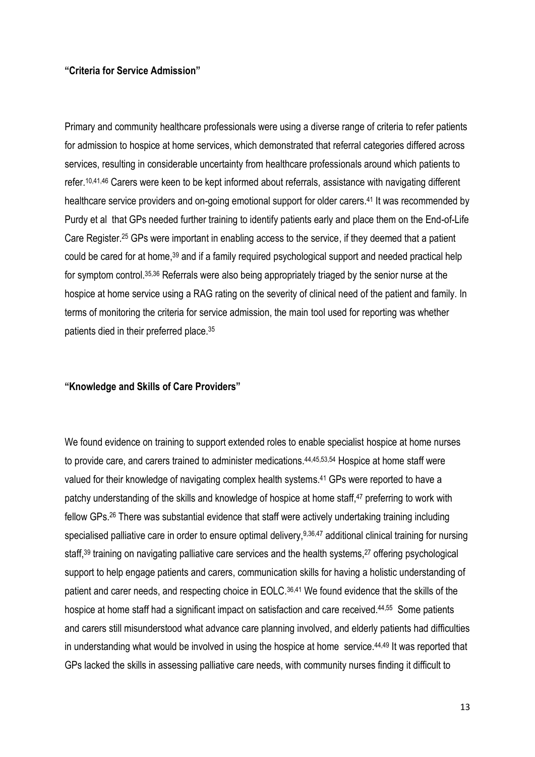**"Criteria for Service Admission"**

Primary and community healthcare professionals were using a diverse range of criteria to refer patients for admission to hospice at home services, which demonstrated that referral categories differed across services, resulting in considerable uncertainty from healthcare professionals around which patients to refer.[10,41,46] Carers were keen to be kept informed about referrals, assistance with navigating different healthcare service providers and on-going emotional support for older carers.[41] It was recommended by Purdy et al that GPs needed further training to identify patients early and place them on the End-of-Life Care Register.[25] GPs were important in enabling access to the service, if they deemed that a patient could be cared for at home,[39] and if a family required psychological support and needed practical help for symptom control.[35,36] Referrals were also being appropriately triaged by the senior nurse at the hospice at home service using a RAG rating on the severity of clinical need of the patient and family. In terms of monitoring the criteria for service admission, the main tool used for reporting was whether patients died in their preferred place.[35]

**"Knowledge and Skills of Care Providers"**

We found evidence on training to support extended roles to enable specialist hospice at home nurses to provide care, and carers trained to administer medications.[44,45,53,54] Hospice at home staff were valued for their knowledge of navigating complex health systems.[41] GPs were reported to have a patchy understanding of the skills and knowledge of hospice at home staff,[47] preferring to work with fellow GPs.[26] There was substantial evidence that staff were actively undertaking training including specialised palliative care in order to ensure optimal delivery,[9,36,47] additional clinical training for nursing staff,[39] training on navigating palliative care services and the health systems,[27] offering psychological support to help engage patients and carers, communication skills for having a holistic understanding of patient and carer needs, and respecting choice in EOLC.[36,41] We found evidence that the skills of the hospice at home staff had a significant impact on satisfaction and care received.[44,55] Some patients and carers still misunderstood what advance care planning involved, and elderly patients had difficulties in understanding what would be involved in using the hospice at home service.[44,49] It was reported that GPs lacked the skills in assessing palliative care needs, with community nurses finding it difficult to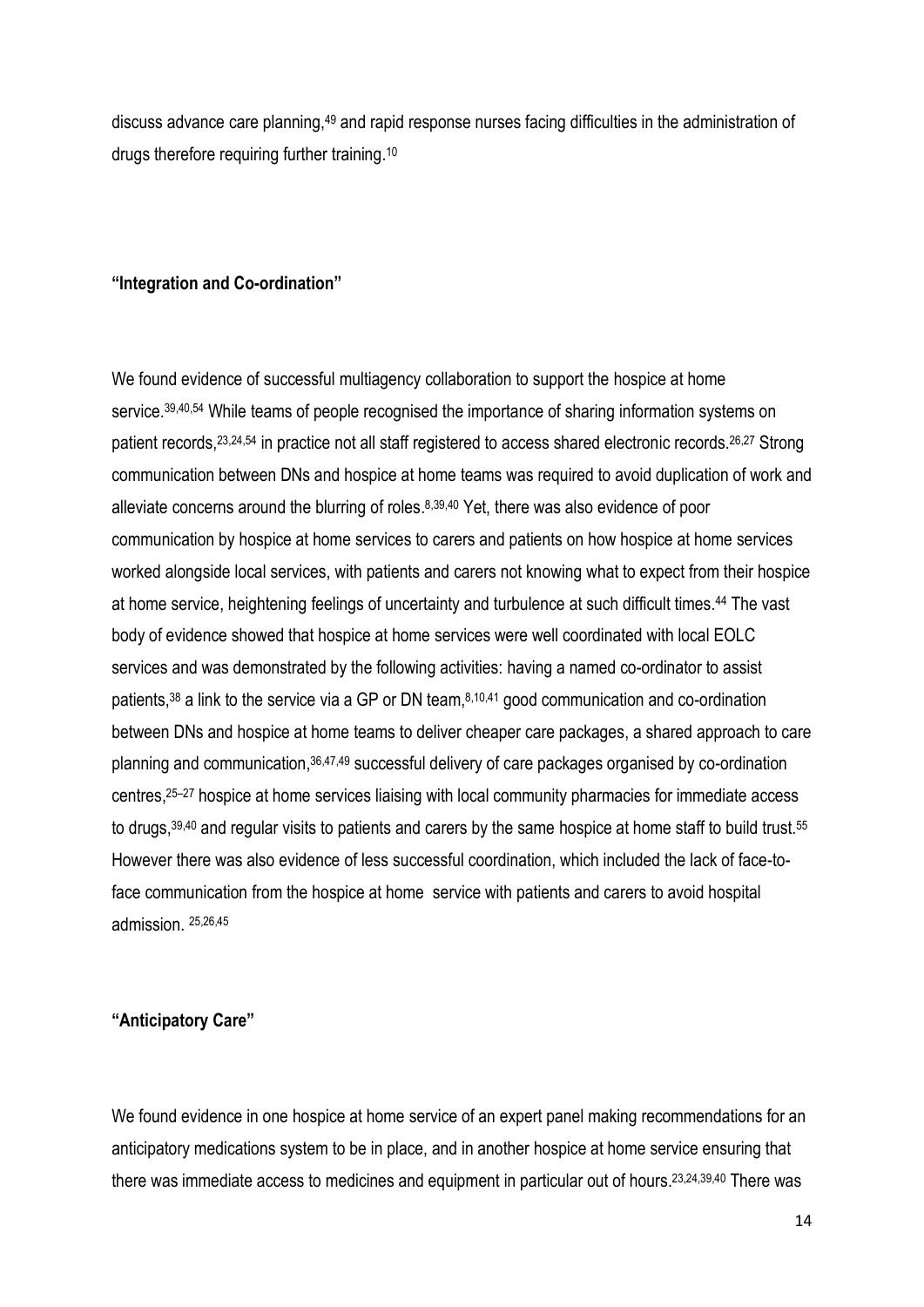discuss advance care planning,[49] and rapid response nurses facing difficulties in the administration of drugs therefore requiring further training.[10]

**"Integration and Co-ordination"**

We found evidence of successful multiagency collaboration to support the hospice at home service.[39,40,54] While teams of people recognised the importance of sharing information systems on patient records,[23,24,54] in practice not all staff registered to access shared electronic records.[26,27] Strong communication between DNs and hospice at home teams was required to avoid duplication of work and alleviate concerns around the blurring of roles.[8,39,40] Yet, there was also evidence of poor communication by hospice at home services to carers and patients on how hospice at home services worked alongside local services, with patients and carers not knowing what to expect from their hospice at home service, heightening feelings of uncertainty and turbulence at such difficult times.[44] The vast body of evidence showed that hospice at home services were well coordinated with local EOLC services and was demonstrated by the following activities: having a named co-ordinator to assist patients,[38] a link to the service via a GP or DN team,[8,10,41] good communication and co-ordination between DNs and hospice at home teams to deliver cheaper care packages, a shared approach to care planning and communication,[36,47,49] successful delivery of care packages organised by co-ordination centres,[25–27] hospice at home services liaising with local community pharmacies for immediate access to drugs,[39,40] and regular visits to patients and carers by the same hospice at home staff to build trust.[55] However there was also evidence of less successful coordination, which included the lack of face-to-face communication from the hospice at home service with patients and carers to avoid hospital admission.[25,26,45]

**"Anticipatory Care"**

We found evidence in one hospice at home service of an expert panel making recommendations for an anticipatory medications system to be in place, and in another hospice at home service ensuring that there was immediate access to medicines and equipment in particular out of hours.[23,24,39,40] There was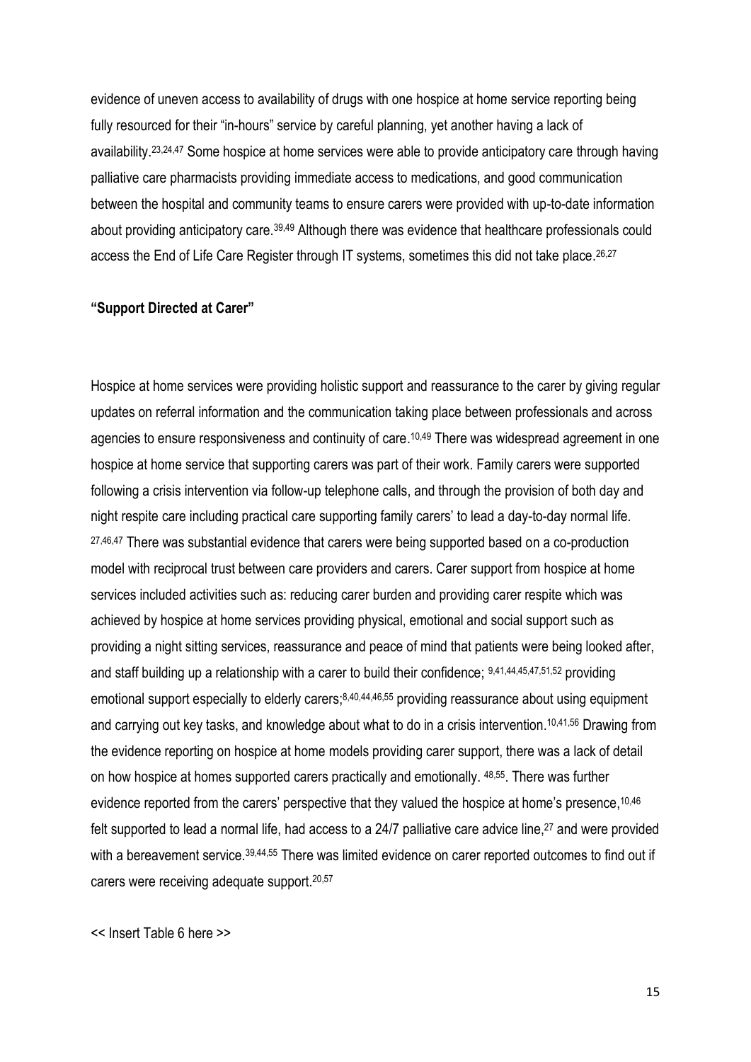evidence of uneven access to availability of drugs with one hospice at home service reporting being fully resourced for their "in-hours" service by careful planning, yet another having a lack of availability.[23,24,47] Some hospice at home services were able to provide anticipatory care through having palliative care pharmacists providing immediate access to medications, and good communication between the hospital and community teams to ensure carers were provided with up-to-date information about providing anticipatory care.[39,49] Although there was evidence that healthcare professionals could access the End of Life Care Register through IT systems, sometimes this did not take place.[26,27]

**"Support Directed at Carer"**

Hospice at home services were providing holistic support and reassurance to the carer by giving regular updates on referral information and the communication taking place between professionals and across agencies to ensure responsiveness and continuity of care.[10,49] There was widespread agreement in one hospice at home service that supporting carers was part of their work. Family carers were supported following a crisis intervention via follow-up telephone calls, and through the provision of both day and night respite care including practical care supporting family carers' to lead a day-to-day normal life. [27,46,47] There was substantial evidence that carers were being supported based on a co-production model with reciprocal trust between care providers and carers. Carer support from hospice at home services included activities such as: reducing carer burden and providing carer respite which was achieved by hospice at home services providing physical, emotional and social support such as providing a night sitting services, reassurance and peace of mind that patients were being looked after, and staff building up a relationship with a carer to build their confidence; [9,41,44,45,47,51,52] providing emotional support especially to elderly carers;[8,40,44,46,55] providing reassurance about using equipment and carrying out key tasks, and knowledge about what to do in a crisis intervention.[10,41,56] Drawing from the evidence reporting on hospice at home models providing carer support, there was a lack of detail on how hospice at homes supported carers practically and emotionally. [48,55]. There was further evidence reported from the carers' perspective that they valued the hospice at home's presence,[10,46] felt supported to lead a normal life, had access to a 24/7 palliative care advice line,[27] and were provided with a bereavement service.[39,44,55] There was limited evidence on carer reported outcomes to find out if carers were receiving adequate support.[20,57]

<< Insert Table 6 here >>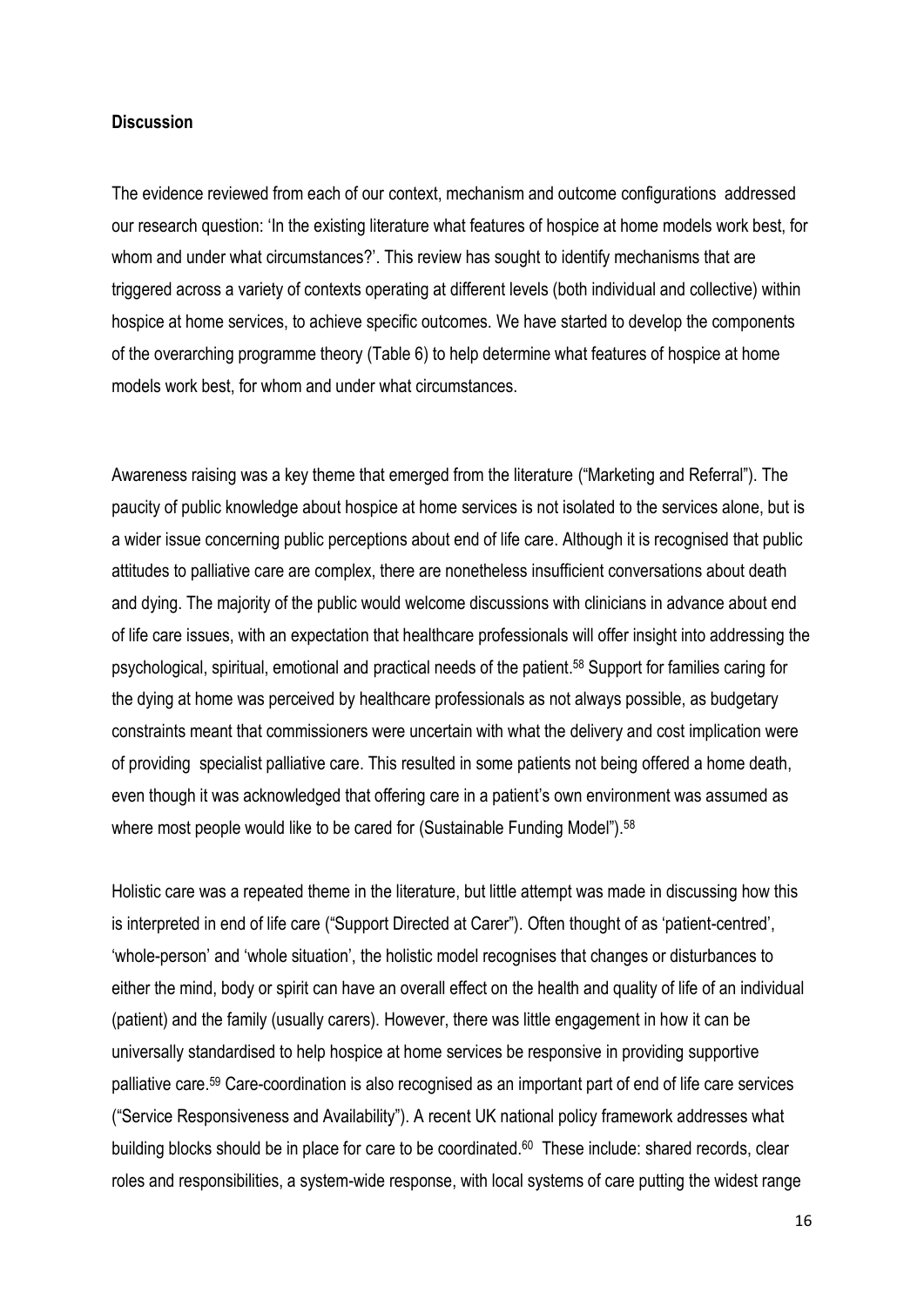**Discussion**

The evidence reviewed from each of our context, mechanism and outcome configurations addressed our research question: 'In the existing literature what features of hospice at home models work best, for whom and under what circumstances?'. This review has sought to identify mechanisms that are triggered across a variety of contexts operating at different levels (both individual and collective) within hospice at home services, to achieve specific outcomes. We have started to develop the components of the overarching programme theory (Table 6) to help determine what features of hospice at home models work best, for whom and under what circumstances.

Awareness raising was a key theme that emerged from the literature ("Marketing and Referral"). The paucity of public knowledge about hospice at home services is not isolated to the services alone, but is a wider issue concerning public perceptions about end of life care. Although it is recognised that public attitudes to palliative care are complex, there are nonetheless insufficient conversations about death and dying. The majority of the public would welcome discussions with clinicians in advance about end of life care issues, with an expectation that healthcare professionals will offer insight into addressing the psychological, spiritual, emotional and practical needs of the patient.[58] Support for families caring for the dying at home was perceived by healthcare professionals as not always possible, as budgetary constraints meant that commissioners were uncertain with what the delivery and cost implication were of providing specialist palliative care. This resulted in some patients not being offered a home death, even though it was acknowledged that offering care in a patient's own environment was assumed as where most people would like to be cared for (Sustainable Funding Model").[58]

Holistic care was a repeated theme in the literature, but little attempt was made in discussing how this is interpreted in end of life care ("Support Directed at Carer"). Often thought of as 'patient-centred', 'whole-person' and 'whole situation', the holistic model recognises that changes or disturbances to either the mind, body or spirit can have an overall effect on the health and quality of life of an individual (patient) and the family (usually carers). However, there was little engagement in how it can be universally standardised to help hospice at home services be responsive in providing supportive palliative care.[59] Care-coordination is also recognised as an important part of end of life care services ("Service Responsiveness and Availability"). A recent UK national policy framework addresses what building blocks should be in place for care to be coordinated.[60] These include: shared records, clear roles and responsibilities, a system-wide response, with local systems of care putting the widest range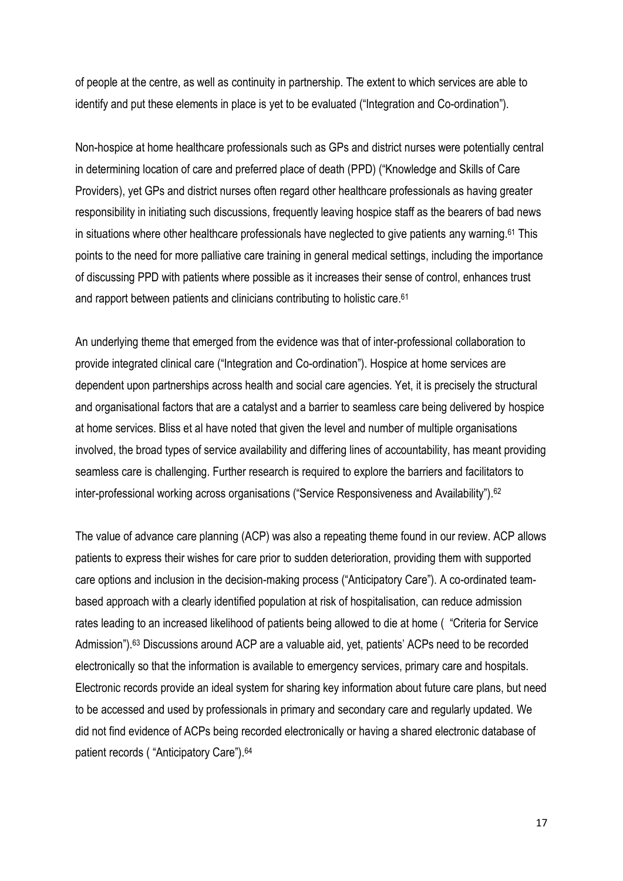of people at the centre, as well as continuity in partnership. The extent to which services are able to identify and put these elements in place is yet to be evaluated ("Integration and Co-ordination").

Non-hospice at home healthcare professionals such as GPs and district nurses were potentially central in determining location of care and preferred place of death (PPD) ("Knowledge and Skills of Care Providers), yet GPs and district nurses often regard other healthcare professionals as having greater responsibility in initiating such discussions, frequently leaving hospice staff as the bearers of bad news in situations where other healthcare professionals have neglected to give patients any warning.[61] This points to the need for more palliative care training in general medical settings, including the importance of discussing PPD with patients where possible as it increases their sense of control, enhances trust and rapport between patients and clinicians contributing to holistic care.[61]

An underlying theme that emerged from the evidence was that of inter-professional collaboration to provide integrated clinical care ("Integration and Co-ordination"). Hospice at home services are dependent upon partnerships across health and social care agencies. Yet, it is precisely the structural and organisational factors that are a catalyst and a barrier to seamless care being delivered by hospice at home services. Bliss et al have noted that given the level and number of multiple organisations involved, the broad types of service availability and differing lines of accountability, has meant providing seamless care is challenging. Further research is required to explore the barriers and facilitators to inter-professional working across organisations ("Service Responsiveness and Availability").[62]

The value of advance care planning (ACP) was also a repeating theme found in our review. ACP allows patients to express their wishes for care prior to sudden deterioration, providing them with supported care options and inclusion in the decision-making process ("Anticipatory Care"). A co-ordinated team-based approach with a clearly identified population at risk of hospitalisation, can reduce admission rates leading to an increased likelihood of patients being allowed to die at home ( "Criteria for Service Admission").[63] Discussions around ACP are a valuable aid, yet, patients' ACPs need to be recorded electronically so that the information is available to emergency services, primary care and hospitals. Electronic records provide an ideal system for sharing key information about future care plans, but need to be accessed and used by professionals in primary and secondary care and regularly updated. We did not find evidence of ACPs being recorded electronically or having a shared electronic database of patient records ( "Anticipatory Care").[64]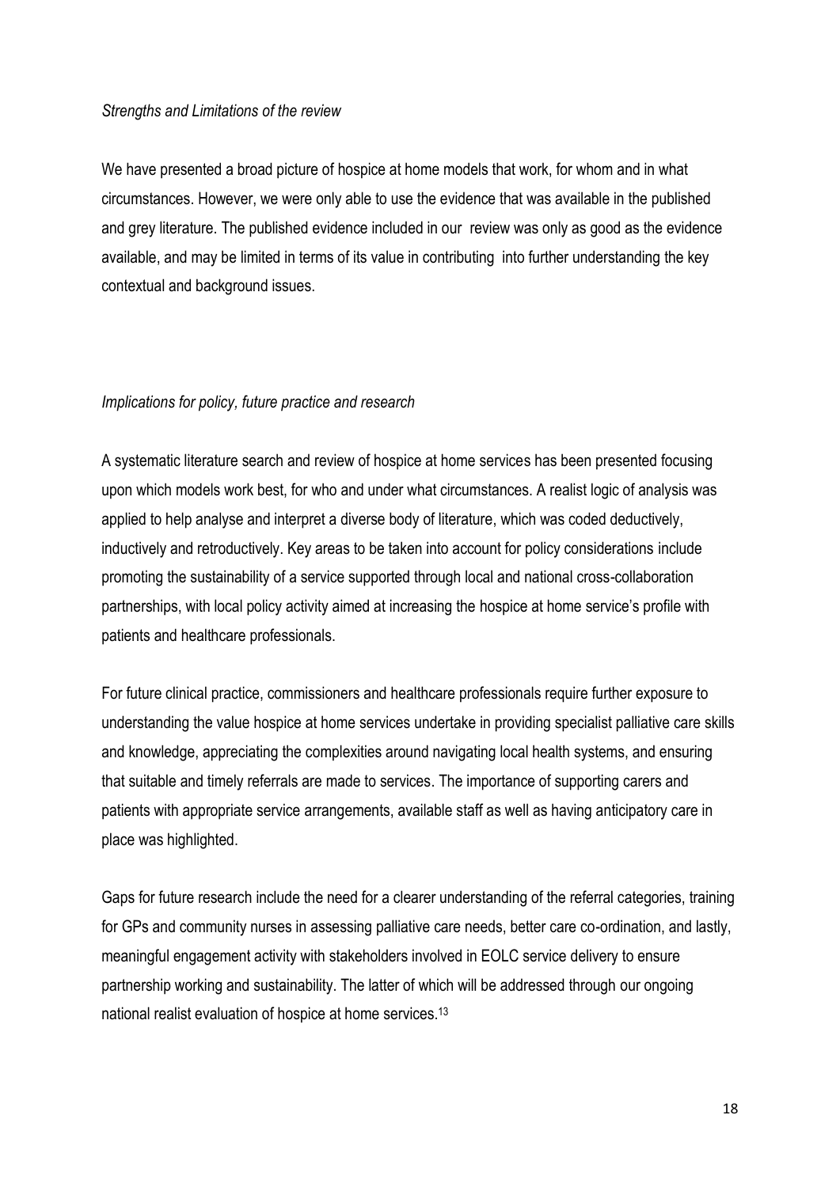*Strengths and Limitations of the review*

We have presented a broad picture of hospice at home models that work, for whom and in what circumstances. However, we were only able to use the evidence that was available in the published and grey literature. The published evidence included in our review was only as good as the evidence available, and may be limited in terms of its value in contributing into further understanding the key contextual and background issues.

*Implications for policy, future practice and research*

A systematic literature search and review of hospice at home services has been presented focusing upon which models work best, for who and under what circumstances. A realist logic of analysis was applied to help analyse and interpret a diverse body of literature, which was coded deductively, inductively and retroductively. Key areas to be taken into account for policy considerations include promoting the sustainability of a service supported through local and national cross-collaboration partnerships, with local policy activity aimed at increasing the hospice at home service's profile with patients and healthcare professionals.

For future clinical practice, commissioners and healthcare professionals require further exposure to understanding the value hospice at home services undertake in providing specialist palliative care skills and knowledge, appreciating the complexities around navigating local health systems, and ensuring that suitable and timely referrals are made to services. The importance of supporting carers and patients with appropriate service arrangements, available staff as well as having anticipatory care in place was highlighted.

Gaps for future research include the need for a clearer understanding of the referral categories, training for GPs and community nurses in assessing palliative care needs, better care co-ordination, and lastly, meaningful engagement activity with stakeholders involved in EOLC service delivery to ensure partnership working and sustainability. The latter of which will be addressed through our ongoing national realist evaluation of hospice at home services.[13]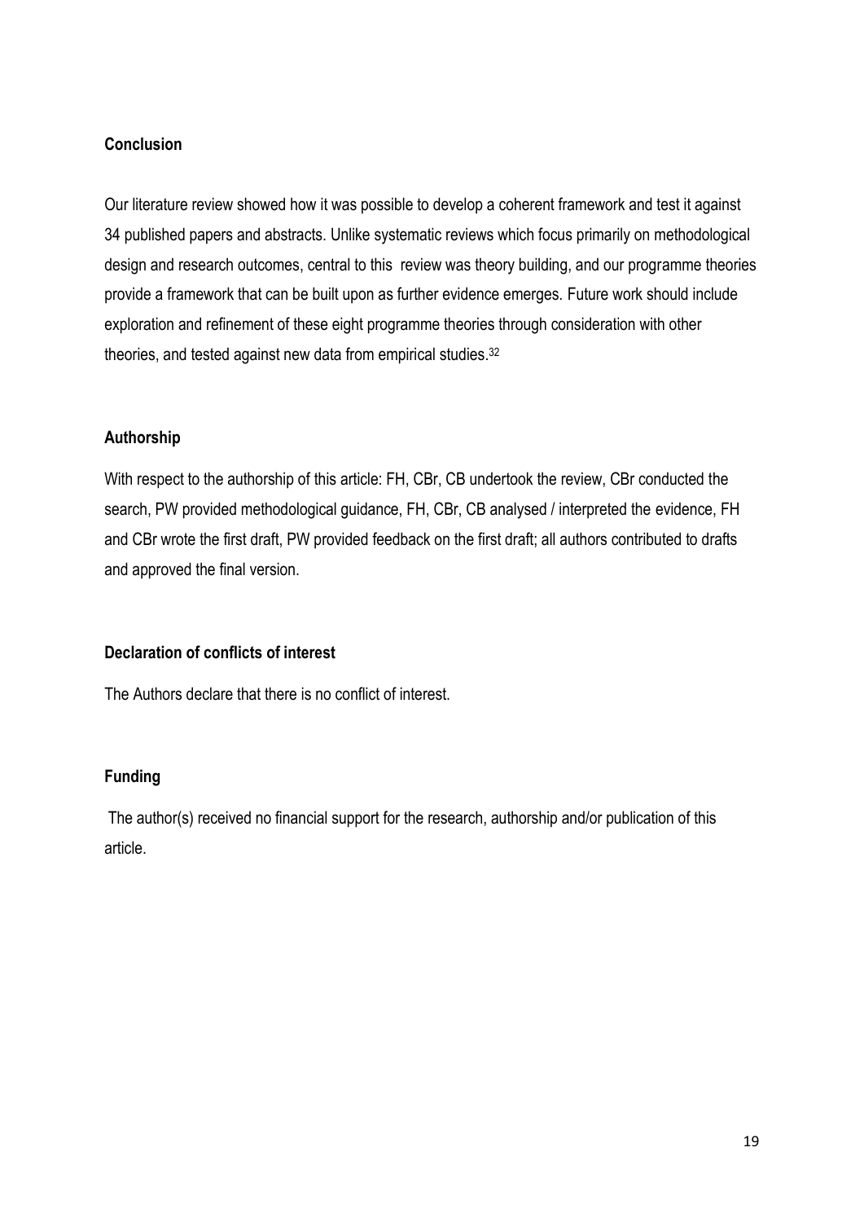## Conclusion

Our literature review showed how it was possible to develop a coherent framework and test it against 34 published papers and abstracts. Unlike systematic reviews which focus primarily on methodological design and research outcomes, central to this review was theory building, and our programme theories provide a framework that can be built upon as further evidence emerges. Future work should include exploration and refinement of these eight programme theories through consideration with other theories, and tested against new data from empirical studies.[32]

## Authorship

With respect to the authorship of this article: FH, CBr, CB undertook the review, CBr conducted the search, PW provided methodological guidance, FH, CBr, CB analysed / interpreted the evidence, FH and CBr wrote the first draft, PW provided feedback on the first draft; all authors contributed to drafts and approved the final version.

## Declaration of conflicts of interest

The Authors declare that there is no conflict of interest.

## Funding

The author(s) received no financial support for the research, authorship and/or publication of this article.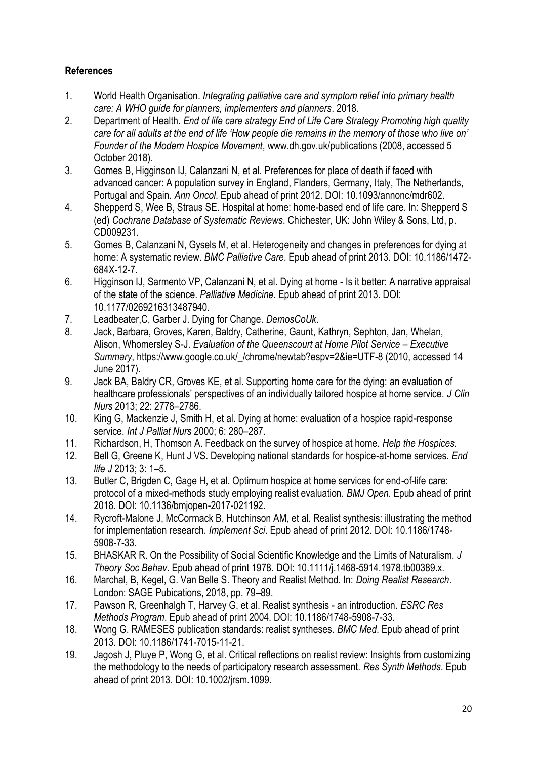**References**

1. World Health Organisation. *Integrating palliative care and symptom relief into primary health care: A WHO guide for planners, implementers and planners*. 2018.
2. Department of Health. *End of life care strategy End of Life Care Strategy Promoting high quality care for all adults at the end of life 'How people die remains in the memory of those who live on' Founder of the Modern Hospice Movement*, www.dh.gov.uk/publications (2008, accessed 5 October 2018).
3. Gomes B, Higginson IJ, Calanzani N, et al. Preferences for place of death if faced with advanced cancer: A population survey in England, Flanders, Germany, Italy, The Netherlands, Portugal and Spain. *Ann Oncol*. Epub ahead of print 2012. DOI: 10.1093/annonc/mdr602.
4. Shepperd S, Wee B, Straus SE. Hospital at home: home-based end of life care. In: Shepperd S (ed) *Cochrane Database of Systematic Reviews*. Chichester, UK: John Wiley & Sons, Ltd, p. CD009231.
5. Gomes B, Calanzani N, Gysels M, et al. Heterogeneity and changes in preferences for dying at home: A systematic review. *BMC Palliative Care*. Epub ahead of print 2013. DOI: 10.1186/1472-684X-12-7.
6. Higginson IJ, Sarmento VP, Calanzani N, et al. Dying at home - Is it better: A narrative appraisal of the state of the science. *Palliative Medicine*. Epub ahead of print 2013. DOI: 10.1177/0269216313487940.
7. Leadbeater,C, Garber J. Dying for Change. *DemosCoUk*.
8. Jack, Barbara, Groves, Karen, Baldry, Catherine, Gaunt, Kathryn, Sephton, Jan, Whelan, Alison, Whomersley S-J. *Evaluation of the Queenscourt at Home Pilot Service – Executive Summary*, https://www.google.co.uk/_/chrome/newtab?espv=2&ie=UTF-8 (2010, accessed 14 June 2017).
9. Jack BA, Baldry CR, Groves KE, et al. Supporting home care for the dying: an evaluation of healthcare professionals' perspectives of an individually tailored hospice at home service. *J Clin Nurs* 2013; 22: 2778–2786.
10. King G, Mackenzie J, Smith H, et al. Dying at home: evaluation of a hospice rapid-response service. *Int J Palliat Nurs* 2000; 6: 280–287.
11. Richardson, H, Thomson A. Feedback on the survey of hospice at home. *Help the Hospices.*
12. Bell G, Greene K, Hunt J VS. Developing national standards for hospice-at-home services. *End life J* 2013; 3: 1–5.
13. Butler C, Brigden C, Gage H, et al. Optimum hospice at home services for end-of-life care: protocol of a mixed-methods study employing realist evaluation. *BMJ Open*. Epub ahead of print 2018. DOI: 10.1136/bmjopen-2017-021192.
14. Rycroft-Malone J, McCormack B, Hutchinson AM, et al. Realist synthesis: illustrating the method for implementation research. *Implement Sci*. Epub ahead of print 2012. DOI: 10.1186/1748-5908-7-33.
15. BHASKAR R. On the Possibility of Social Scientific Knowledge and the Limits of Naturalism. *J Theory Soc Behav*. Epub ahead of print 1978. DOI: 10.1111/j.1468-5914.1978.tb00389.x.
16. Marchal, B, Kegel, G. Van Belle S. Theory and Realist Method. In: *Doing Realist Research*. London: SAGE Pubications, 2018, pp. 79–89.
17. Pawson R, Greenhalgh T, Harvey G, et al. Realist synthesis - an introduction. *ESRC Res Methods Program*. Epub ahead of print 2004. DOI: 10.1186/1748-5908-7-33.
18. Wong G. RAMESES publication standards: realist syntheses. *BMC Med*. Epub ahead of print 2013. DOI: 10.1186/1741-7015-11-21.
19. Jagosh J, Pluye P, Wong G, et al. Critical reflections on realist review: Insights from customizing the methodology to the needs of participatory research assessment. *Res Synth Methods*. Epub ahead of print 2013. DOI: 10.1002/jrsm.1099.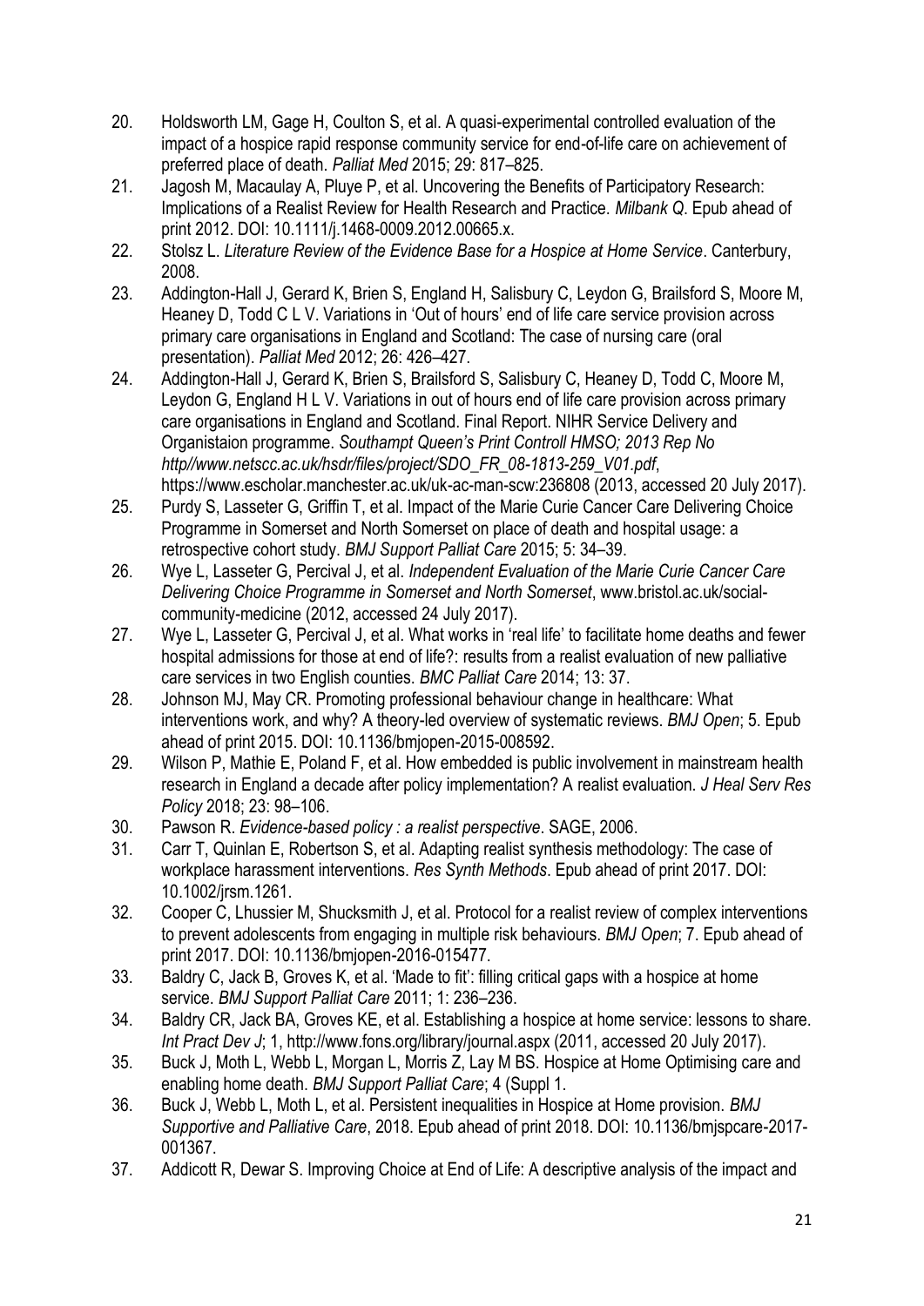20. Holdsworth LM, Gage H, Coulton S, et al. A quasi-experimental controlled evaluation of the impact of a hospice rapid response community service for end-of-life care on achievement of preferred place of death. *Palliat Med* 2015; 29: 817–825.
21. Jagosh M, Macaulay A, Pluye P, et al. Uncovering the Benefits of Participatory Research: Implications of a Realist Review for Health Research and Practice. *Milbank Q*. Epub ahead of print 2012. DOI: 10.1111/j.1468-0009.2012.00665.x.
22. Stolsz L. *Literature Review of the Evidence Base for a Hospice at Home Service*. Canterbury, 2008.
23. Addington-Hall J, Gerard K, Brien S, England H, Salisbury C, Leydon G, Brailsford S, Moore M, Heaney D, Todd C L V. Variations in 'Out of hours' end of life care service provision across primary care organisations in England and Scotland: The case of nursing care (oral presentation). *Palliat Med* 2012; 26: 426–427.
24. Addington-Hall J, Gerard K, Brien S, Brailsford S, Salisbury C, Heaney D, Todd C, Moore M, Leydon G, England H L V. Variations in out of hours end of life care provision across primary care organisations in England and Scotland. Final Report. NIHR Service Delivery and Organistaion programme. *Southampt Queen's Print Controll HMSO; 2013 Rep No http//www.netscc.ac.uk/hsdr/files/project/SDO_FR_08-1813-259_V01.pdf*, https://www.escholar.manchester.ac.uk/uk-ac-man-scw:236808 (2013, accessed 20 July 2017).
25. Purdy S, Lasseter G, Griffin T, et al. Impact of the Marie Curie Cancer Care Delivering Choice Programme in Somerset and North Somerset on place of death and hospital usage: a retrospective cohort study. *BMJ Support Palliat Care* 2015; 5: 34–39.
26. Wye L, Lasseter G, Percival J, et al. *Independent Evaluation of the Marie Curie Cancer Care Delivering Choice Programme in Somerset and North Somerset*, www.bristol.ac.uk/social-community-medicine (2012, accessed 24 July 2017).
27. Wye L, Lasseter G, Percival J, et al. What works in 'real life' to facilitate home deaths and fewer hospital admissions for those at end of life?: results from a realist evaluation of new palliative care services in two English counties. *BMC Palliat Care* 2014; 13: 37.
28. Johnson MJ, May CR. Promoting professional behaviour change in healthcare: What interventions work, and why? A theory-led overview of systematic reviews. *BMJ Open*; 5. Epub ahead of print 2015. DOI: 10.1136/bmjopen-2015-008592.
29. Wilson P, Mathie E, Poland F, et al. How embedded is public involvement in mainstream health research in England a decade after policy implementation? A realist evaluation. *J Heal Serv Res Policy* 2018; 23: 98–106.
30. Pawson R. *Evidence-based policy : a realist perspective*. SAGE, 2006.
31. Carr T, Quinlan E, Robertson S, et al. Adapting realist synthesis methodology: The case of workplace harassment interventions. *Res Synth Methods*. Epub ahead of print 2017. DOI: 10.1002/jrsm.1261.
32. Cooper C, Lhussier M, Shucksmith J, et al. Protocol for a realist review of complex interventions to prevent adolescents from engaging in multiple risk behaviours. *BMJ Open*; 7. Epub ahead of print 2017. DOI: 10.1136/bmjopen-2016-015477.
33. Baldry C, Jack B, Groves K, et al. 'Made to fit': filling critical gaps with a hospice at home service. *BMJ Support Palliat Care* 2011; 1: 236–236.
34. Baldry CR, Jack BA, Groves KE, et al. Establishing a hospice at home service: lessons to share. *Int Pract Dev J*; 1, http://www.fons.org/library/journal.aspx (2011, accessed 20 July 2017).
35. Buck J, Moth L, Webb L, Morgan L, Morris Z, Lay M BS. Hospice at Home Optimising care and enabling home death. *BMJ Support Palliat Care*; 4 (Suppl 1.
36. Buck J, Webb L, Moth L, et al. Persistent inequalities in Hospice at Home provision. *BMJ Supportive and Palliative Care*, 2018. Epub ahead of print 2018. DOI: 10.1136/bmjspcare-2017-001367.
37. Addicott R, Dewar S. Improving Choice at End of Life: A descriptive analysis of the impact and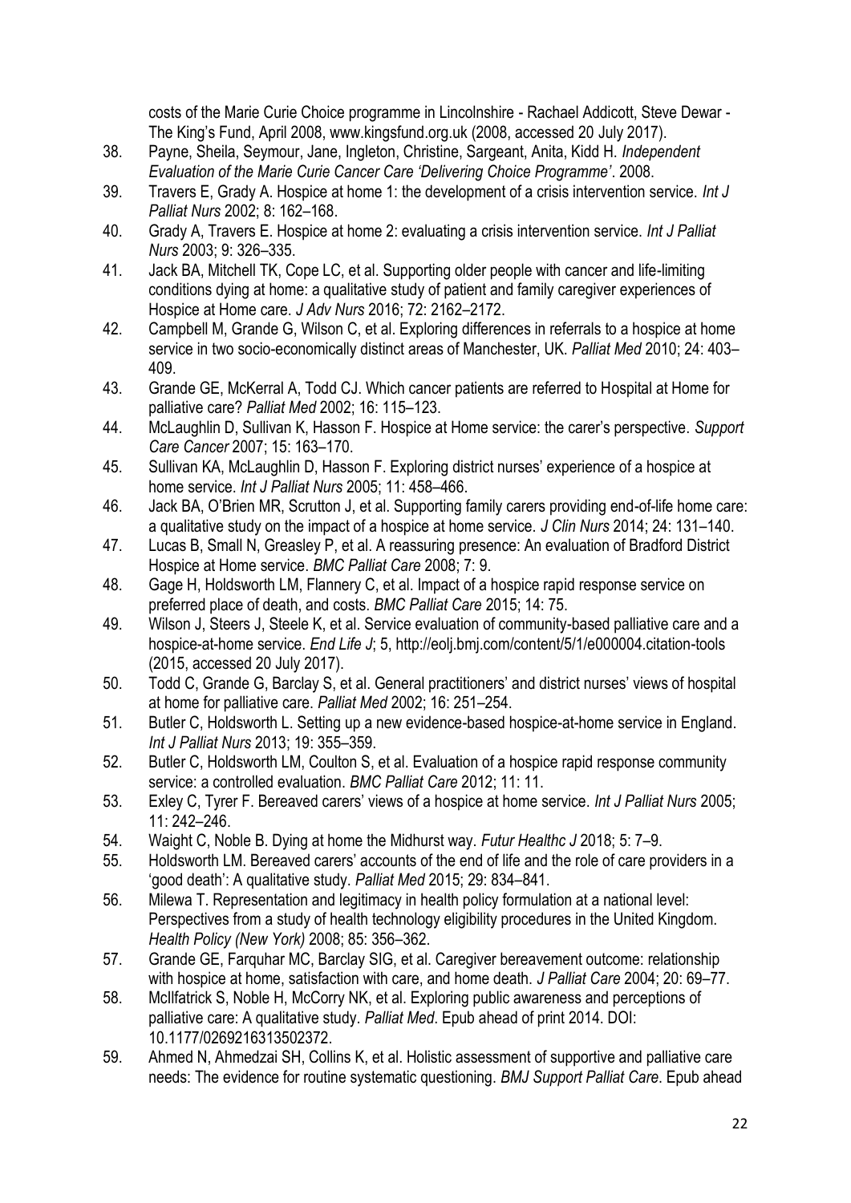costs of the Marie Curie Choice programme in Lincolnshire - Rachael Addicott, Steve Dewar - The King's Fund, April 2008, www.kingsfund.org.uk (2008, accessed 20 July 2017).

38. Payne, Sheila, Seymour, Jane, Ingleton, Christine, Sargeant, Anita, Kidd H. *Independent Evaluation of the Marie Curie Cancer Care 'Delivering Choice Programme'*. 2008.
39. Travers E, Grady A. Hospice at home 1: the development of a crisis intervention service. *Int J Palliat Nurs* 2002; 8: 162–168.
40. Grady A, Travers E. Hospice at home 2: evaluating a crisis intervention service. *Int J Palliat Nurs* 2003; 9: 326–335.
41. Jack BA, Mitchell TK, Cope LC, et al. Supporting older people with cancer and life-limiting conditions dying at home: a qualitative study of patient and family caregiver experiences of Hospice at Home care. *J Adv Nurs* 2016; 72: 2162–2172.
42. Campbell M, Grande G, Wilson C, et al. Exploring differences in referrals to a hospice at home service in two socio-economically distinct areas of Manchester, UK. *Palliat Med* 2010; 24: 403–409.
43. Grande GE, McKerral A, Todd CJ. Which cancer patients are referred to Hospital at Home for palliative care? *Palliat Med* 2002; 16: 115–123.
44. McLaughlin D, Sullivan K, Hasson F. Hospice at Home service: the carer's perspective. *Support Care Cancer* 2007; 15: 163–170.
45. Sullivan KA, McLaughlin D, Hasson F. Exploring district nurses' experience of a hospice at home service. *Int J Palliat Nurs* 2005; 11: 458–466.
46. Jack BA, O'Brien MR, Scrutton J, et al. Supporting family carers providing end-of-life home care: a qualitative study on the impact of a hospice at home service. *J Clin Nurs* 2014; 24: 131–140.
47. Lucas B, Small N, Greasley P, et al. A reassuring presence: An evaluation of Bradford District Hospice at Home service. *BMC Palliat Care* 2008; 7: 9.
48. Gage H, Holdsworth LM, Flannery C, et al. Impact of a hospice rapid response service on preferred place of death, and costs. *BMC Palliat Care* 2015; 14: 75.
49. Wilson J, Steers J, Steele K, et al. Service evaluation of community-based palliative care and a hospice-at-home service. *End Life J*; 5, http://eolj.bmj.com/content/5/1/e000004.citation-tools (2015, accessed 20 July 2017).
50. Todd C, Grande G, Barclay S, et al. General practitioners' and district nurses' views of hospital at home for palliative care. *Palliat Med* 2002; 16: 251–254.
51. Butler C, Holdsworth L. Setting up a new evidence-based hospice-at-home service in England. *Int J Palliat Nurs* 2013; 19: 355–359.
52. Butler C, Holdsworth LM, Coulton S, et al. Evaluation of a hospice rapid response community service: a controlled evaluation. *BMC Palliat Care* 2012; 11: 11.
53. Exley C, Tyrer F. Bereaved carers' views of a hospice at home service. *Int J Palliat Nurs* 2005; 11: 242–246.
54. Waight C, Noble B. Dying at home the Midhurst way. *Futur Healthc J* 2018; 5: 7–9.
55. Holdsworth LM. Bereaved carers' accounts of the end of life and the role of care providers in a 'good death': A qualitative study. *Palliat Med* 2015; 29: 834–841.
56. Milewa T. Representation and legitimacy in health policy formulation at a national level: Perspectives from a study of health technology eligibility procedures in the United Kingdom. *Health Policy (New York)* 2008; 85: 356–362.
57. Grande GE, Farquhar MC, Barclay SIG, et al. Caregiver bereavement outcome: relationship with hospice at home, satisfaction with care, and home death. *J Palliat Care* 2004; 20: 69–77.
58. McIlfatrick S, Noble H, McCorry NK, et al. Exploring public awareness and perceptions of palliative care: A qualitative study. *Palliat Med*. Epub ahead of print 2014. DOI: 10.1177/0269216313502372.
59. Ahmed N, Ahmedzai SH, Collins K, et al. Holistic assessment of supportive and palliative care needs: The evidence for routine systematic questioning. *BMJ Support Palliat Care*. Epub ahead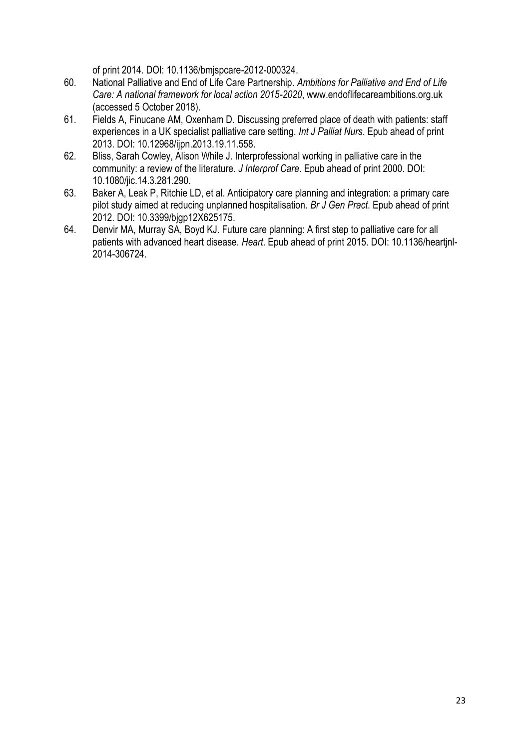of print 2014. DOI: 10.1136/bmjspcare-2012-000324.

60. National Palliative and End of Life Care Partnership. *Ambitions for Palliative and End of Life Care: A national framework for local action 2015-2020*, www.endoflifecareambitions.org.uk (accessed 5 October 2018).
61. Fields A, Finucane AM, Oxenham D. Discussing preferred place of death with patients: staff experiences in a UK specialist palliative care setting. *Int J Palliat Nurs*. Epub ahead of print 2013. DOI: 10.12968/ijpn.2013.19.11.558.
62. Bliss, Sarah Cowley, Alison While J. Interprofessional working in palliative care in the community: a review of the literature. *J Interprof Care*. Epub ahead of print 2000. DOI: 10.1080/jic.14.3.281.290.
63. Baker A, Leak P, Ritchie LD, et al. Anticipatory care planning and integration: a primary care pilot study aimed at reducing unplanned hospitalisation. *Br J Gen Pract*. Epub ahead of print 2012. DOI: 10.3399/bjgp12X625175.
64. Denvir MA, Murray SA, Boyd KJ. Future care planning: A first step to palliative care for all patients with advanced heart disease. *Heart*. Epub ahead of print 2015. DOI: 10.1136/heartjnl-2014-306724.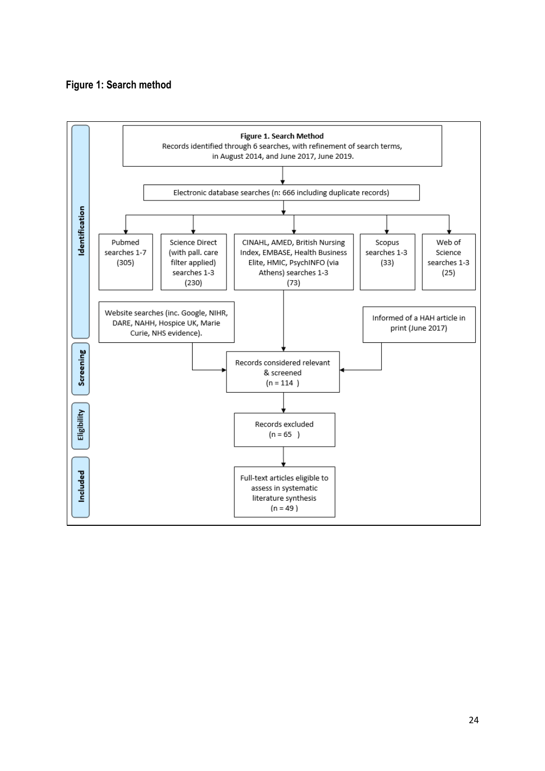**Figure 1: Search method**

Identification

**Figure 1. Search Method**
Records identified through 6 searches, with refinement of search terms, in August 2014, and June 2017, June 2019.

Electronic database searches (n: 666 including duplicate records)

- Pubmed searches 1-7 (305)
- Science Direct (with pall. care filter applied) searches 1-3 (230)
- CINAHL, AMED, British Nursing Index, EMBASE, Health Business Elite, HMIC, PsychINFO (via Athens) searches 1-3 (73)
- Scopus searches 1-3 (33)
- Web of Science searches 1-3 (25)

Website searches (inc. Google, NIHR, DARE, NAHH, Hospice UK, Marie Curie, NHS evidence).

Informed of a HAH article in print (June 2017)

Screening

Records considered relevant & screened (n = 114 )

Eligibility

Records excluded (n = 65 )

Included

Full-text articles eligible to assess in systematic literature synthesis (n = 49 )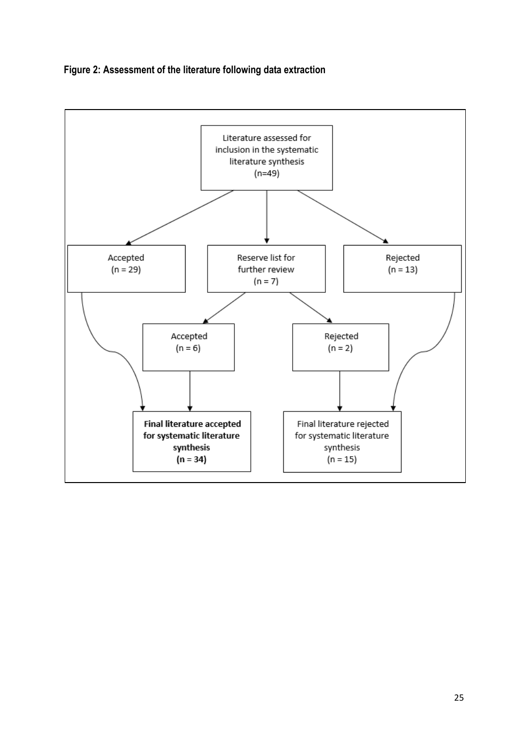**Figure 2: Assessment of the literature following data extraction**

Literature assessed for inclusion in the systematic literature synthesis (n=49)

Accepted (n = 29)

Reserve list for further review (n = 7)

Rejected (n = 13)

Accepted (n = 6)

Rejected (n = 2)

**Final literature accepted for systematic literature synthesis (n = 34)**

Final literature rejected for systematic literature synthesis (n = 15)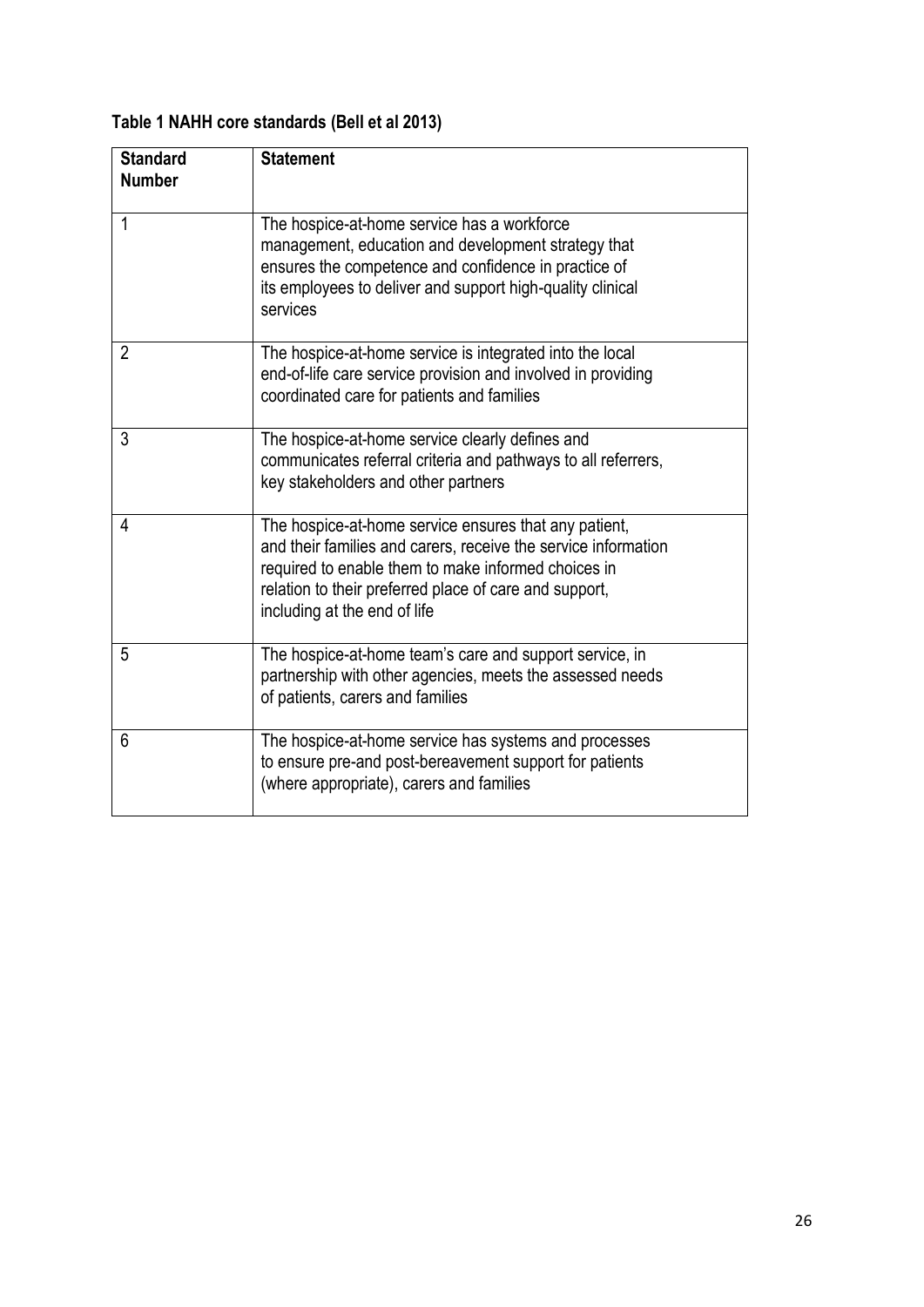**Table 1 NAHH core standards (Bell et al 2013)**

| Standard Number | Statement |
|---|---|
| 1 | The hospice-at-home service has a workforce management, education and development strategy that ensures the competence and confidence in practice of its employees to deliver and support high-quality clinical services |
| 2 | The hospice-at-home service is integrated into the local end-of-life care service provision and involved in providing coordinated care for patients and families |
| 3 | The hospice-at-home service clearly defines and communicates referral criteria and pathways to all referrers, key stakeholders and other partners |
| 4 | The hospice-at-home service ensures that any patient, and their families and carers, receive the service information required to enable them to make informed choices in relation to their preferred place of care and support, including at the end of life |
| 5 | The hospice-at-home team's care and support service, in partnership with other agencies, meets the assessed needs of patients, carers and families |
| 6 | The hospice-at-home service has systems and processes to ensure pre-and post-bereavement support for patients (where appropriate), carers and families |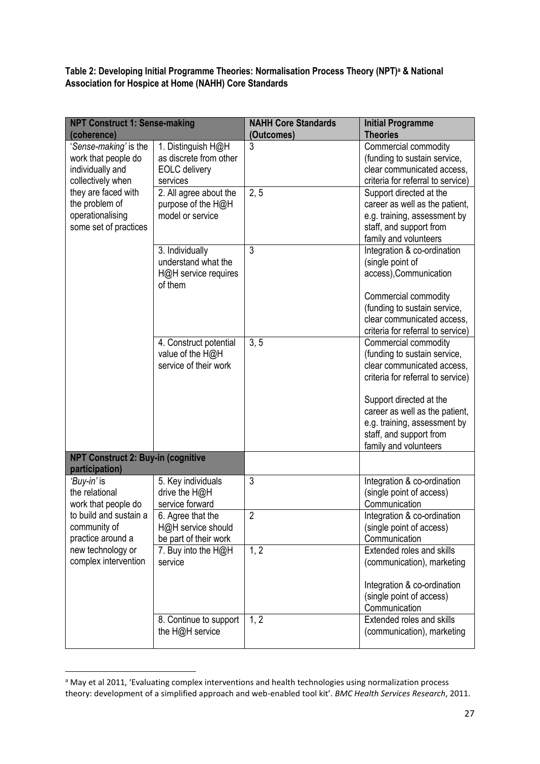**Table 2: Developing Initial Programme Theories: Normalisation Process Theory (NPT)[a] & National Association for Hospice at Home (NAHH) Core Standards**

| NPT Construct 1: Sense-making (coherence) | | NAHH Core Standards (Outcomes) | Initial Programme Theories |
|---|---|---|---|
| '*Sense-making'* is the work that people do individually and collectively when they are faced with the problem of operationalising some set of practices | 1. Distinguish H@H as discrete from other EOLC delivery services | 3 | Commercial commodity (funding to sustain service, clear communicated access, criteria for referral to service) |
| | 2. All agree about the purpose of the H@H model or service | 2, 5 | Support directed at the career as well as the patient, e.g. training, assessment by staff, and support from family and volunteers |
| | 3. Individually understand what the H@H service requires of them | 3 | Integration & co-ordination (single point of access),Communication<br><br>Commercial commodity (funding to sustain service, clear communicated access, criteria for referral to service) |
| | 4. Construct potential value of the H@H service of their work | 3, 5 | Commercial commodity (funding to sustain service, clear communicated access, criteria for referral to service)<br><br>Support directed at the career as well as the patient, e.g. training, assessment by staff, and support from family and volunteers |
| **NPT Construct 2: Buy-in (cognitive participation)** | | | |
| '*Buy-in'* is the relational work that people do to build and sustain a community of practice around a new technology or complex intervention | 5. Key individuals drive the H@H service forward | 3 | Integration & co-ordination (single point of access) Communication |
| | 6. Agree that the H@H service should be part of their work | 2 | Integration & co-ordination (single point of access) Communication |
| | 7. Buy into the H@H service | 1, 2 | Extended roles and skills (communication), marketing<br><br>Integration & co-ordination (single point of access) Communication |
| | 8. Continue to support the H@H service | 1, 2 | Extended roles and skills (communication), marketing |

[a] May et al 2011, 'Evaluating complex interventions and health technologies using normalization process theory: development of a simplified approach and web-enabled tool kit'. *BMC Health Services Research*, 2011.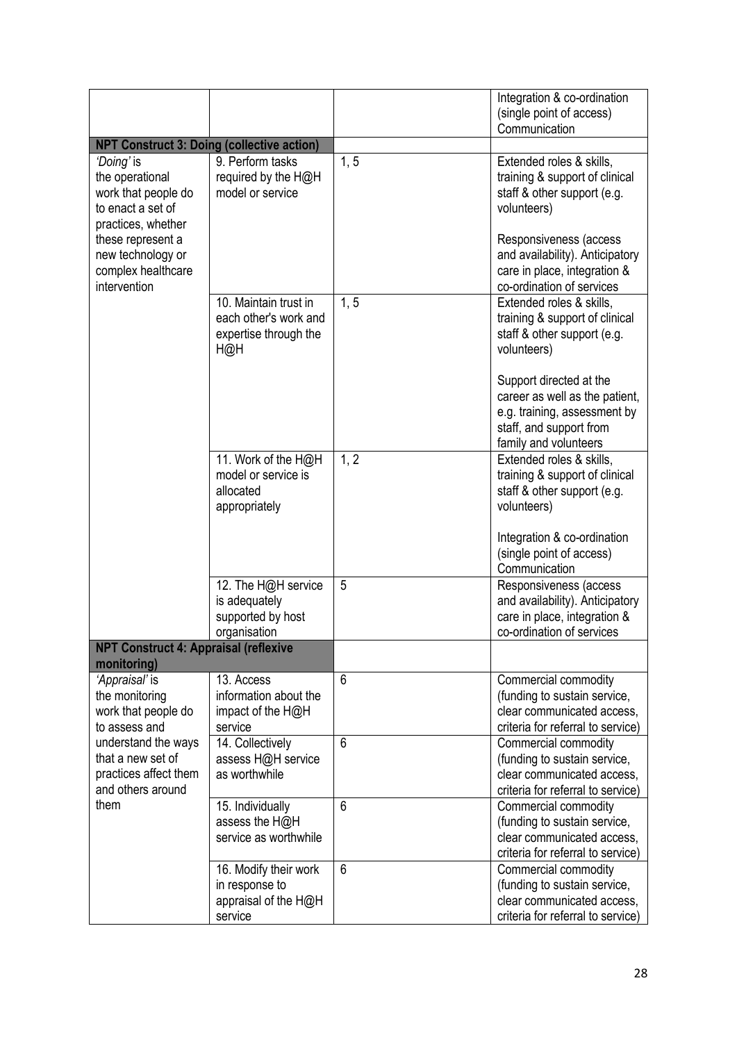| | | | |
|---|---|---|---|
| | | | Integration & co-ordination (single point of access) Communication |
| **NPT Construct 3: Doing (collective action)** | | | |
| *'Doing'* is the operational work that people do to enact a set of practices, whether these represent a new technology or complex healthcare intervention | 9. Perform tasks required by the H@H model or service | 1, 5 | Extended roles & skills, training & support of clinical staff & other support (e.g. volunteers)<br><br>Responsiveness (access and availability). Anticipatory care in place, integration & co-ordination of services |
| | 10. Maintain trust in each other's work and expertise through the H@H | 1, 5 | Extended roles & skills, training & support of clinical staff & other support (e.g. volunteers)<br><br>Support directed at the career as well as the patient, e.g. training, assessment by staff, and support from family and volunteers |
| | 11. Work of the H@H model or service is allocated appropriately | 1, 2 | Extended roles & skills, training & support of clinical staff & other support (e.g. volunteers)<br><br>Integration & co-ordination (single point of access) Communication |
| | 12. The H@H service is adequately supported by host organisation | 5 | Responsiveness (access and availability). Anticipatory care in place, integration & co-ordination of services |
| **NPT Construct 4: Appraisal (reflexive monitoring)** | | | |
| *'Appraisal'* is the monitoring work that people do to assess and understand the ways that a new set of practices affect them and others around them | 13. Access information about the impact of the H@H service | 6 | Commercial commodity (funding to sustain service, clear communicated access, criteria for referral to service) |
| | 14. Collectively assess H@H service as worthwhile | 6 | Commercial commodity (funding to sustain service, clear communicated access, criteria for referral to service) |
| | 15. Individually assess the H@H service as worthwhile | 6 | Commercial commodity (funding to sustain service, clear communicated access, criteria for referral to service) |
| | 16. Modify their work in response to appraisal of the H@H service | 6 | Commercial commodity (funding to sustain service, clear communicated access, criteria for referral to service) |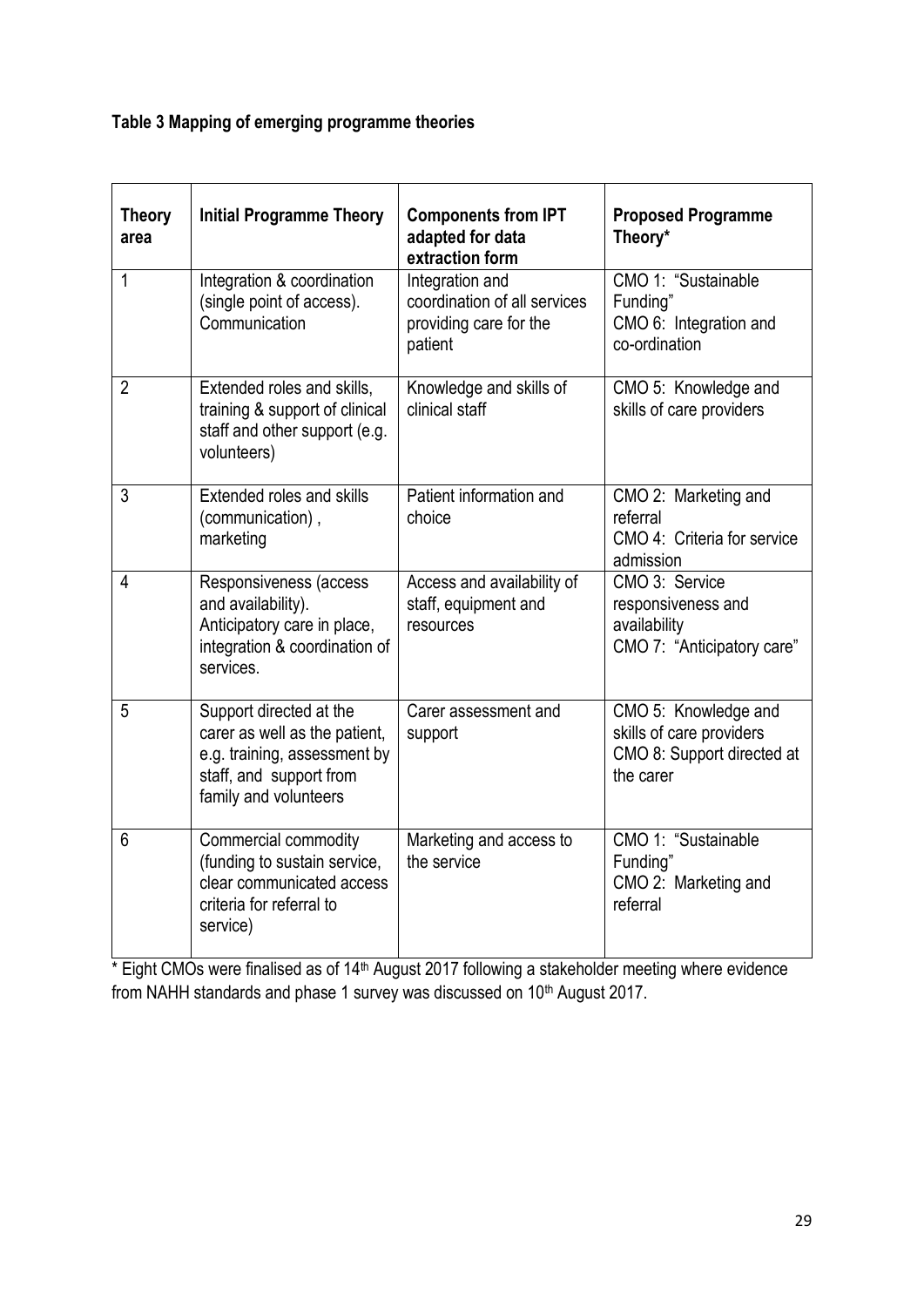**Table 3 Mapping of emerging programme theories**

| Theory area | Initial Programme Theory | Components from IPT adapted for data extraction form | Proposed Programme Theory* |
|---|---|---|---|
| 1 | Integration & coordination (single point of access). Communication | Integration and coordination of all services providing care for the patient | CMO 1: "Sustainable Funding" CMO 6: Integration and co-ordination |
| 2 | Extended roles and skills, training & support of clinical staff and other support (e.g. volunteers) | Knowledge and skills of clinical staff | CMO 5: Knowledge and skills of care providers |
| 3 | Extended roles and skills (communication) , marketing | Patient information and choice | CMO 2: Marketing and referral CMO 4: Criteria for service admission |
| 4 | Responsiveness (access and availability). Anticipatory care in place, integration & coordination of services. | Access and availability of staff, equipment and resources | CMO 3: Service responsiveness and availability CMO 7: "Anticipatory care" |
| 5 | Support directed at the carer as well as the patient, e.g. training, assessment by staff, and support from family and volunteers | Carer assessment and support | CMO 5: Knowledge and skills of care providers CMO 8: Support directed at the carer |
| 6 | Commercial commodity (funding to sustain service, clear communicated access criteria for referral to service) | Marketing and access to the service | CMO 1: "Sustainable Funding" CMO 2: Marketing and referral |

* Eight CMOs were finalised as of 14th August 2017 following a stakeholder meeting where evidence from NAHH standards and phase 1 survey was discussed on 10th August 2017.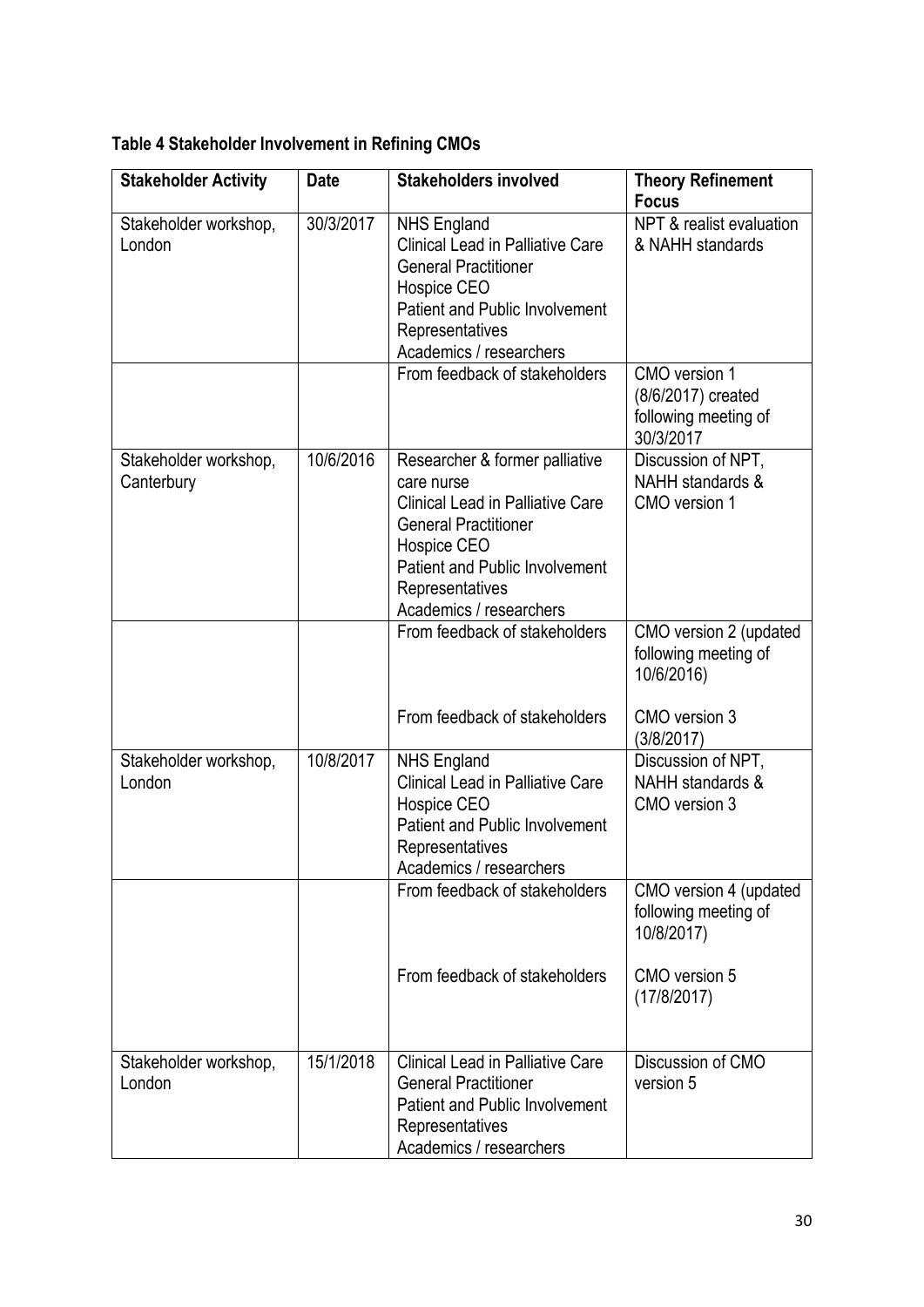**Table 4 Stakeholder Involvement in Refining CMOs**

| Stakeholder Activity | Date | Stakeholders involved | Theory Refinement Focus |
|---|---|---|---|
| Stakeholder workshop, London | 30/3/2017 | NHS England<br>Clinical Lead in Palliative Care<br>General Practitioner<br>Hospice CEO<br>Patient and Public Involvement Representatives<br>Academics / researchers | NPT & realist evaluation & NAHH standards |
| | | From feedback of stakeholders | CMO version 1 (8/6/2017) created following meeting of 30/3/2017 |
| Stakeholder workshop, Canterbury | 10/6/2016 | Researcher & former palliative care nurse<br>Clinical Lead in Palliative Care<br>General Practitioner<br>Hospice CEO<br>Patient and Public Involvement Representatives<br>Academics / researchers | Discussion of NPT, NAHH standards & CMO version 1 |
| | | From feedback of stakeholders<br><br>From feedback of stakeholders | CMO version 2 (updated following meeting of 10/6/2016)<br><br>CMO version 3 (3/8/2017) |
| Stakeholder workshop, London | 10/8/2017 | NHS England<br>Clinical Lead in Palliative Care<br>Hospice CEO<br>Patient and Public Involvement Representatives<br>Academics / researchers | Discussion of NPT, NAHH standards & CMO version 3 |
| | | From feedback of stakeholders<br><br>From feedback of stakeholders | CMO version 4 (updated following meeting of 10/8/2017)<br><br>CMO version 5 (17/8/2017) |
| Stakeholder workshop, London | 15/1/2018 | Clinical Lead in Palliative Care<br>General Practitioner<br>Patient and Public Involvement Representatives<br>Academics / researchers | Discussion of CMO version 5 |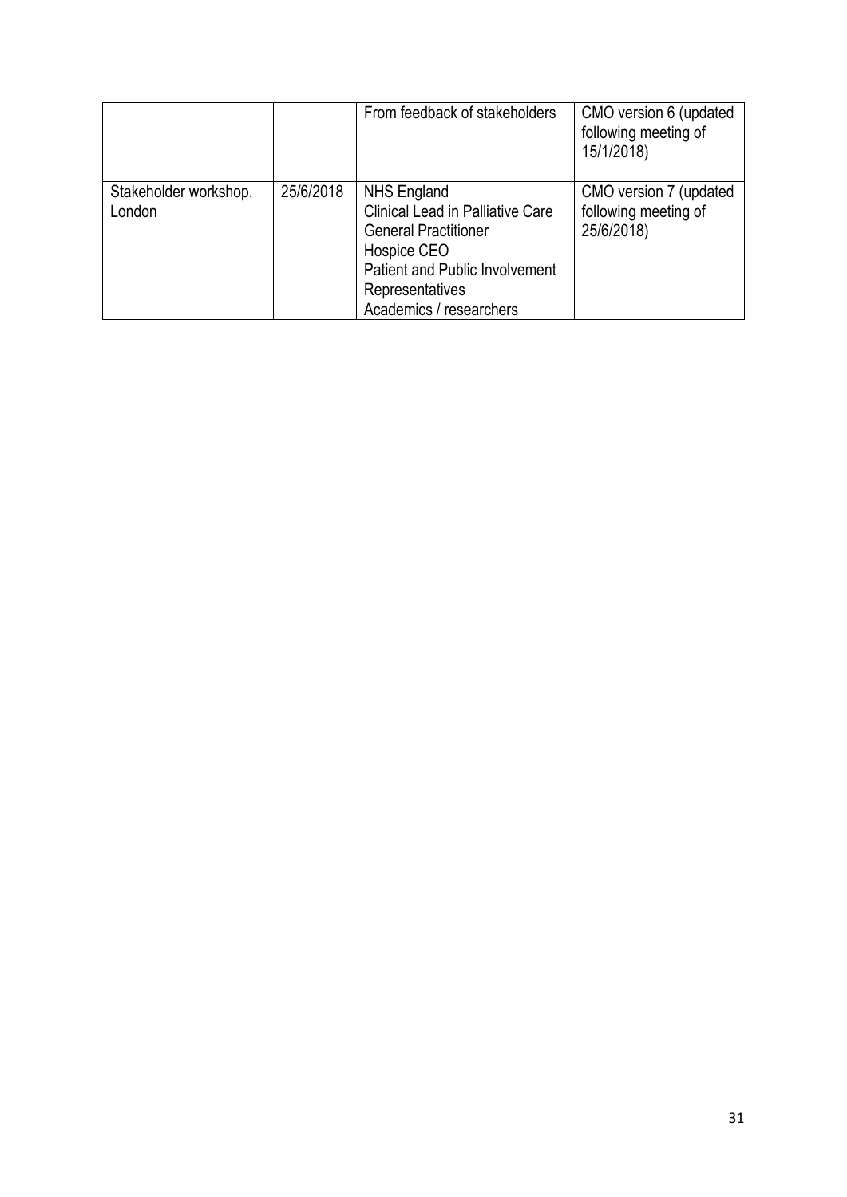| | | | |
|---|---|---|---|
| | | From feedback of stakeholders | CMO version 6 (updated following meeting of 15/1/2018) |
| Stakeholder workshop, London | 25/6/2018 | NHS England<br>Clinical Lead in Palliative Care<br>General Practitioner<br>Hospice CEO<br>Patient and Public Involvement Representatives<br>Academics / researchers | CMO version 7 (updated following meeting of 25/6/2018) |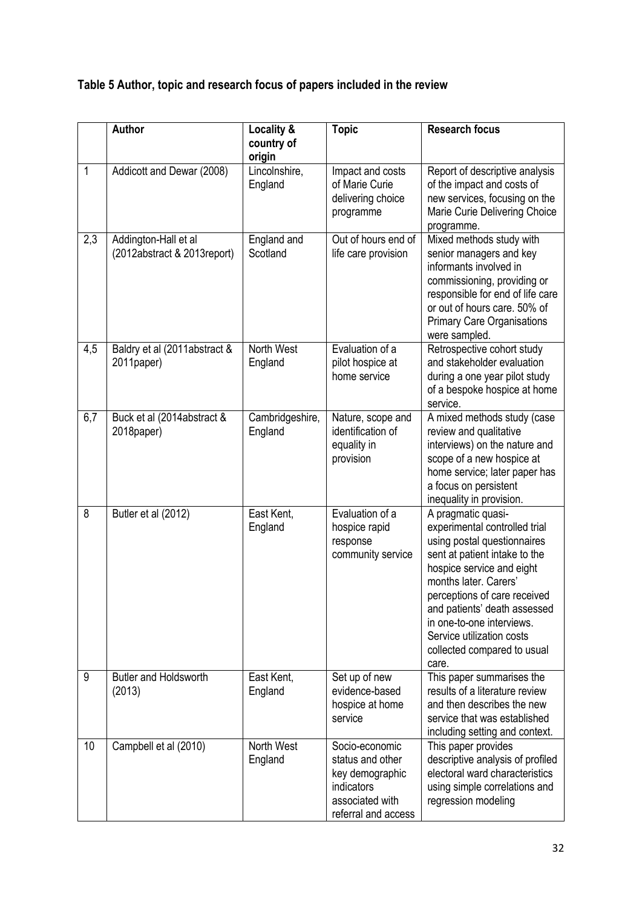**Table 5 Author, topic and research focus of papers included in the review**

| | Author | Locality & country of origin | Topic | Research focus |
|---|---|---|---|---|
| 1 | Addicott and Dewar (2008) | Lincolnshire, England | Impact and costs of Marie Curie delivering choice programme | Report of descriptive analysis of the impact and costs of new services, focusing on the Marie Curie Delivering Choice programme. |
| 2,3 | Addington-Hall et al (2012abstract & 2013report) | England and Scotland | Out of hours end of life care provision | Mixed methods study with senior managers and key informants involved in commissioning, providing or responsible for end of life care or out of hours care. 50% of Primary Care Organisations were sampled. |
| 4,5 | Baldry et al (2011abstract & 2011paper) | North West England | Evaluation of a pilot hospice at home service | Retrospective cohort study and stakeholder evaluation during a one year pilot study of a bespoke hospice at home service. |
| 6,7 | Buck et al (2014abstract & 2018paper) | Cambridgeshire, England | Nature, scope and identification of equality in provision | A mixed methods study (case review and qualitative interviews) on the nature and scope of a new hospice at home service; later paper has a focus on persistent inequality in provision. |
| 8 | Butler et al (2012) | East Kent, England | Evaluation of a hospice rapid response community service | A pragmatic quasi-experimental controlled trial using postal questionnaires sent at patient intake to the hospice service and eight months later. Carers' perceptions of care received and patients' death assessed in one-to-one interviews. Service utilization costs collected compared to usual care. |
| 9 | Butler and Holdsworth (2013) | East Kent, England | Set up of new evidence-based hospice at home service | This paper summarises the results of a literature review and then describes the new service that was established including setting and context. |
| 10 | Campbell et al (2010) | North West England | Socio-economic status and other key demographic indicators associated with referral and access | This paper provides descriptive analysis of profiled electoral ward characteristics using simple correlations and regression modeling |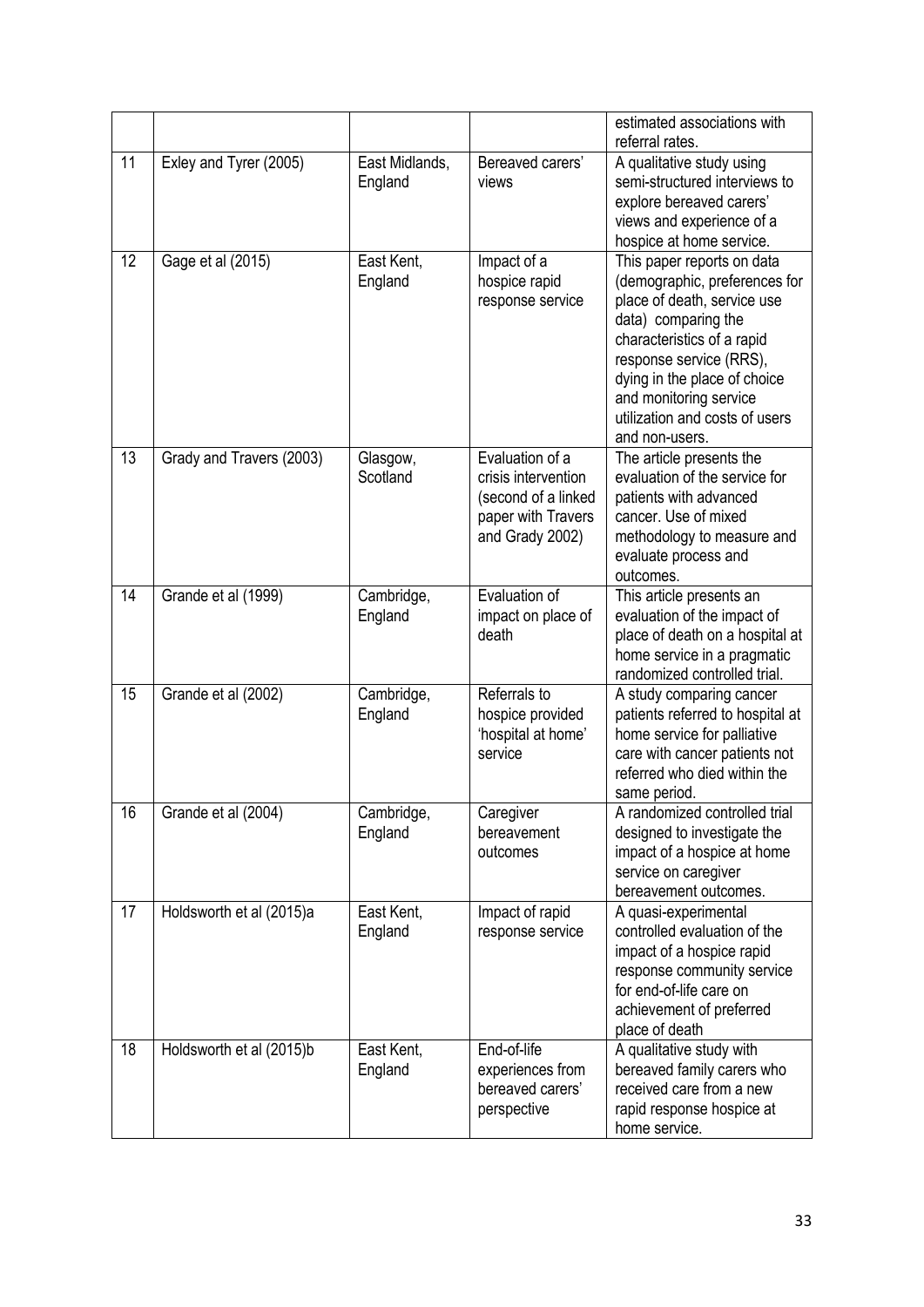|  |  |  |  | estimated associations with referral rates. |
|---|---|---|---|---|
| 11 | Exley and Tyrer (2005) | East Midlands, England | Bereaved carers' views | A qualitative study using semi-structured interviews to explore bereaved carers' views and experience of a hospice at home service. |
| 12 | Gage et al (2015) | East Kent, England | Impact of a hospice rapid response service | This paper reports on data (demographic, preferences for place of death, service use data) comparing the characteristics of a rapid response service (RRS), dying in the place of choice and monitoring service utilization and costs of users and non-users. |
| 13 | Grady and Travers (2003) | Glasgow, Scotland | Evaluation of a crisis intervention (second of a linked paper with Travers and Grady 2002) | The article presents the evaluation of the service for patients with advanced cancer. Use of mixed methodology to measure and evaluate process and outcomes. |
| 14 | Grande et al (1999) | Cambridge, England | Evaluation of impact on place of death | This article presents an evaluation of the impact of place of death on a hospital at home service in a pragmatic randomized controlled trial. |
| 15 | Grande et al (2002) | Cambridge, England | Referrals to hospice provided 'hospital at home' service | A study comparing cancer patients referred to hospital at home service for palliative care with cancer patients not referred who died within the same period. |
| 16 | Grande et al (2004) | Cambridge, England | Caregiver bereavement outcomes | A randomized controlled trial designed to investigate the impact of a hospice at home service on caregiver bereavement outcomes. |
| 17 | Holdsworth et al (2015)a | East Kent, England | Impact of rapid response service | A quasi-experimental controlled evaluation of the impact of a hospice rapid response community service for end-of-life care on achievement of preferred place of death |
| 18 | Holdsworth et al (2015)b | East Kent, England | End-of-life experiences from bereaved carers' perspective | A qualitative study with bereaved family carers who received care from a new rapid response hospice at home service. |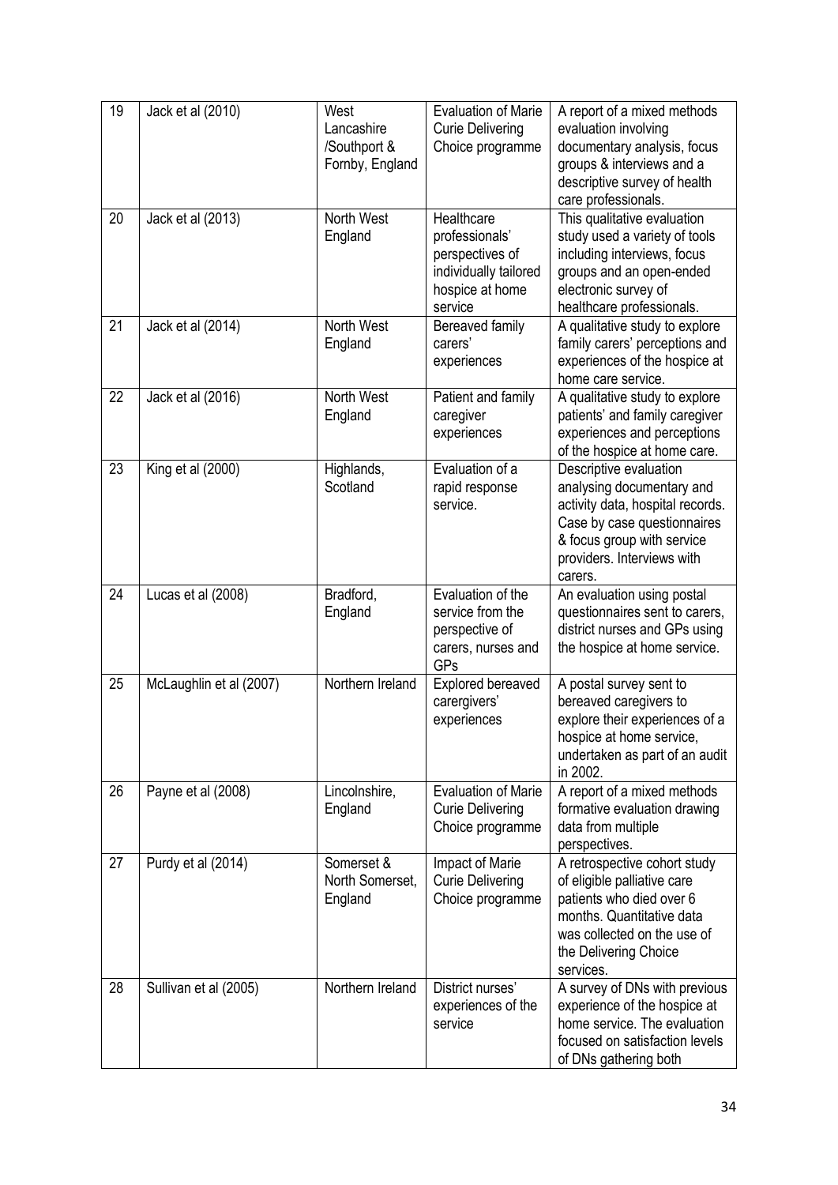| 19 | Jack et al (2010) | West Lancashire /Southport & Fornby, England | Evaluation of Marie Curie Delivering Choice programme | A report of a mixed methods evaluation involving documentary analysis, focus groups & interviews and a descriptive survey of health care professionals. |
|---|---|---|---|---|
| 20 | Jack et al (2013) | North West England | Healthcare professionals' perspectives of individually tailored hospice at home service | This qualitative evaluation study used a variety of tools including interviews, focus groups and an open-ended electronic survey of healthcare professionals. |
| 21 | Jack et al (2014) | North West England | Bereaved family carers' experiences | A qualitative study to explore family carers' perceptions and experiences of the hospice at home care service. |
| 22 | Jack et al (2016) | North West England | Patient and family caregiver experiences | A qualitative study to explore patients' and family caregiver experiences and perceptions of the hospice at home care. |
| 23 | King et al (2000) | Highlands, Scotland | Evaluation of a rapid response service. | Descriptive evaluation analysing documentary and activity data, hospital records. Case by case questionnaires & focus group with service providers. Interviews with carers. |
| 24 | Lucas et al (2008) | Bradford, England | Evaluation of the service from the perspective of carers, nurses and GPs | An evaluation using postal questionnaires sent to carers, district nurses and GPs using the hospice at home service. |
| 25 | McLaughlin et al (2007) | Northern Ireland | Explored bereaved carergivers' experiences | A postal survey sent to bereaved caregivers to explore their experiences of a hospice at home service, undertaken as part of an audit in 2002. |
| 26 | Payne et al (2008) | Lincolnshire, England | Evaluation of Marie Curie Delivering Choice programme | A report of a mixed methods formative evaluation drawing data from multiple perspectives. |
| 27 | Purdy et al (2014) | Somerset & North Somerset, England | Impact of Marie Curie Delivering Choice programme | A retrospective cohort study of eligible palliative care patients who died over 6 months. Quantitative data was collected on the use of the Delivering Choice services. |
| 28 | Sullivan et al (2005) | Northern Ireland | District nurses' experiences of the service | A survey of DNs with previous experience of the hospice at home service. The evaluation focused on satisfaction levels of DNs gathering both |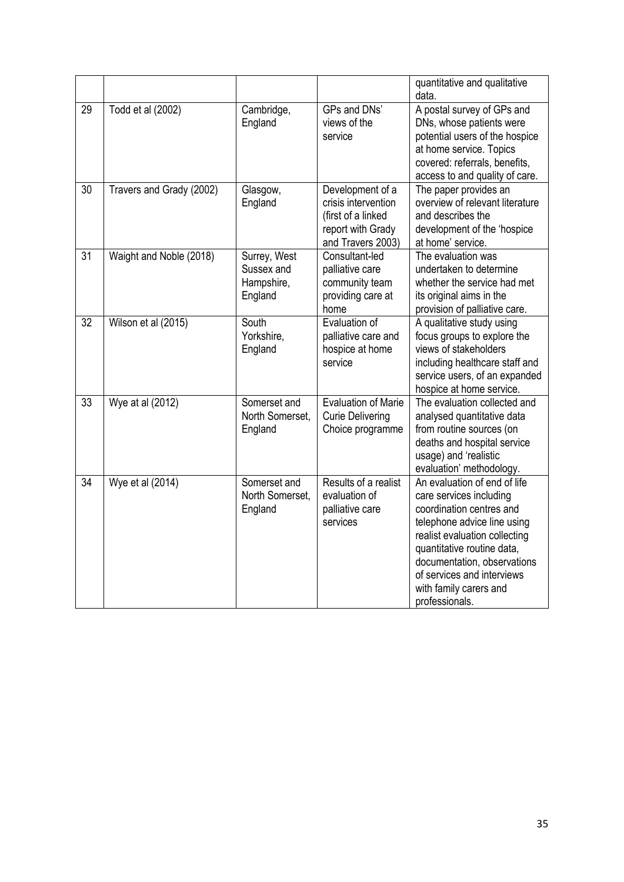|  |  |  |  | quantitative and qualitative data. |
|---|---|---|---|---|
| 29 | Todd et al (2002) | Cambridge, England | GPs and DNs' views of the service | A postal survey of GPs and DNs, whose patients were potential users of the hospice at home service. Topics covered: referrals, benefits, access to and quality of care. |
| 30 | Travers and Grady (2002) | Glasgow, England | Development of a crisis intervention (first of a linked report with Grady and Travers 2003) | The paper provides an overview of relevant literature and describes the development of the 'hospice at home' service. |
| 31 | Waight and Noble (2018) | Surrey, West Sussex and Hampshire, England | Consultant-led palliative care community team providing care at home | The evaluation was undertaken to determine whether the service had met its original aims in the provision of palliative care. |
| 32 | Wilson et al (2015) | South Yorkshire, England | Evaluation of palliative care and hospice at home service | A qualitative study using focus groups to explore the views of stakeholders including healthcare staff and service users, of an expanded hospice at home service. |
| 33 | Wye at al (2012) | Somerset and North Somerset, England | Evaluation of Marie Curie Delivering Choice programme | The evaluation collected and analysed quantitative data from routine sources (on deaths and hospital service usage) and 'realistic evaluation' methodology. |
| 34 | Wye et al (2014) | Somerset and North Somerset, England | Results of a realist evaluation of palliative care services | An evaluation of end of life care services including coordination centres and telephone advice line using realist evaluation collecting quantitative routine data, documentation, observations of services and interviews with family carers and professionals. |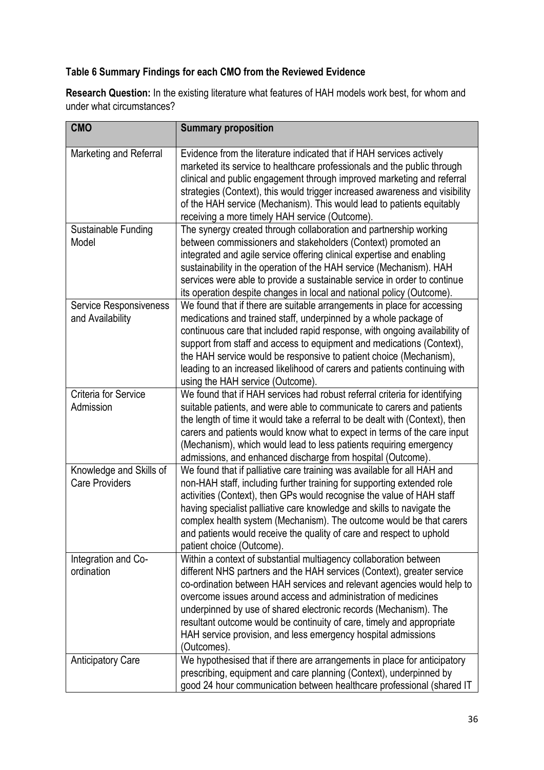**Table 6 Summary Findings for each CMO from the Reviewed Evidence**

**Research Question:** In the existing literature what features of HAH models work best, for whom and under what circumstances?

| CMO | Summary proposition |
|---|---|
| Marketing and Referral | Evidence from the literature indicated that if HAH services actively marketed its service to healthcare professionals and the public through clinical and public engagement through improved marketing and referral strategies (Context), this would trigger increased awareness and visibility of the HAH service (Mechanism). This would lead to patients equitably receiving a more timely HAH service (Outcome). |
| Sustainable Funding Model | The synergy created through collaboration and partnership working between commissioners and stakeholders (Context) promoted an integrated and agile service offering clinical expertise and enabling sustainability in the operation of the HAH service (Mechanism). HAH services were able to provide a sustainable service in order to continue its operation despite changes in local and national policy (Outcome). |
| Service Responsiveness and Availability | We found that if there are suitable arrangements in place for accessing medications and trained staff, underpinned by a whole package of continuous care that included rapid response, with ongoing availability of support from staff and access to equipment and medications (Context), the HAH service would be responsive to patient choice (Mechanism), leading to an increased likelihood of carers and patients continuing with using the HAH service (Outcome). |
| Criteria for Service Admission | We found that if HAH services had robust referral criteria for identifying suitable patients, and were able to communicate to carers and patients the length of time it would take a referral to be dealt with (Context), then carers and patients would know what to expect in terms of the care input (Mechanism), which would lead to less patients requiring emergency admissions, and enhanced discharge from hospital (Outcome). |
| Knowledge and Skills of Care Providers | We found that if palliative care training was available for all HAH and non-HAH staff, including further training for supporting extended role activities (Context), then GPs would recognise the value of HAH staff having specialist palliative care knowledge and skills to navigate the complex health system (Mechanism). The outcome would be that carers and patients would receive the quality of care and respect to uphold patient choice (Outcome). |
| Integration and Co-ordination | Within a context of substantial multiagency collaboration between different NHS partners and the HAH services (Context), greater service co-ordination between HAH services and relevant agencies would help to overcome issues around access and administration of medicines underpinned by use of shared electronic records (Mechanism). The resultant outcome would be continuity of care, timely and appropriate HAH service provision, and less emergency hospital admissions (Outcomes). |
| Anticipatory Care | We hypothesised that if there are arrangements in place for anticipatory prescribing, equipment and care planning (Context), underpinned by good 24 hour communication between healthcare professional (shared IT |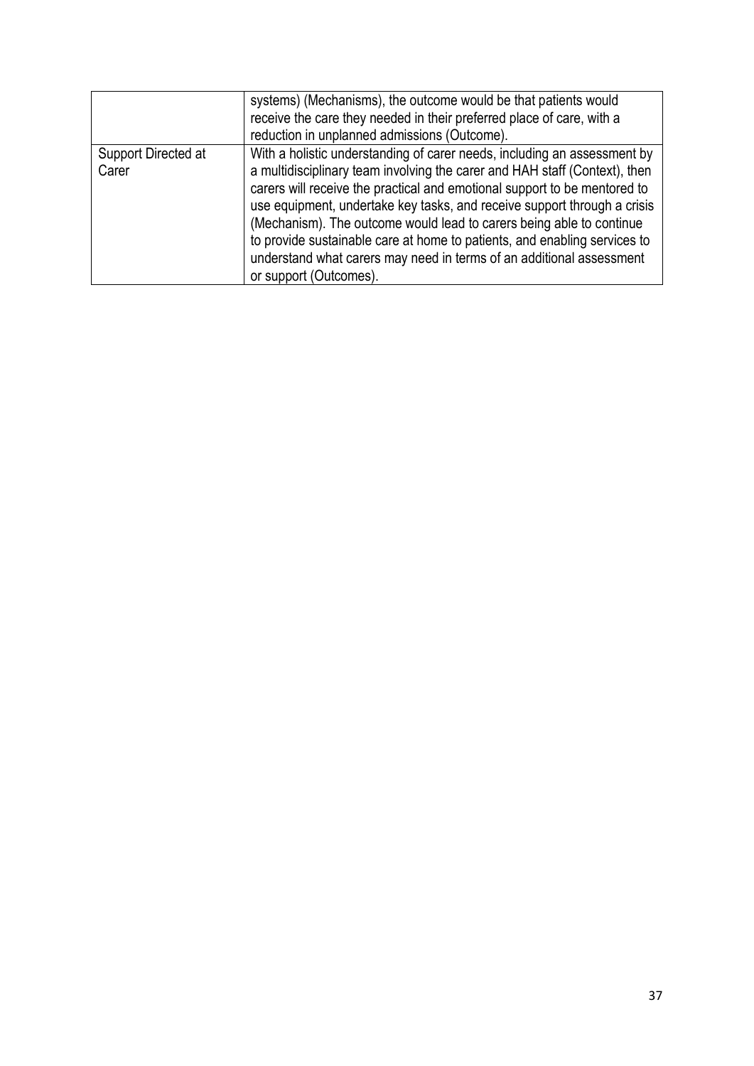| | |
|---|---|
| | systems) (Mechanisms), the outcome would be that patients would receive the care they needed in their preferred place of care, with a reduction in unplanned admissions (Outcome). |
| Support Directed at Carer | With a holistic understanding of carer needs, including an assessment by a multidisciplinary team involving the carer and HAH staff (Context), then carers will receive the practical and emotional support to be mentored to use equipment, undertake key tasks, and receive support through a crisis (Mechanism). The outcome would lead to carers being able to continue to provide sustainable care at home to patients, and enabling services to understand what carers may need in terms of an additional assessment or support (Outcomes). |